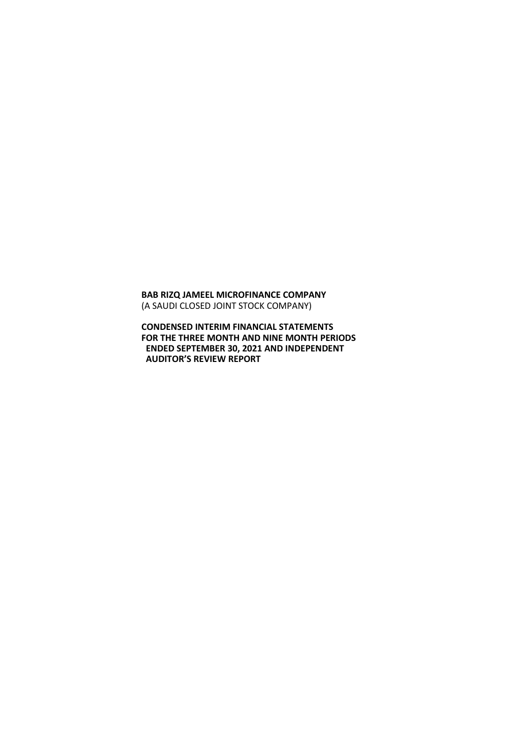**BAB RIZQ JAMEEL MICROFINANCE COMPANY**
(A SAUDI CLOSED JOINT STOCK COMPANY)

**CONDENSED INTERIM FINANCIAL STATEMENTS FOR THE THREE MONTH AND NINE MONTH PERIODS ENDED SEPTEMBER 30, 2021 AND INDEPENDENT AUDITOR'S REVIEW REPORT**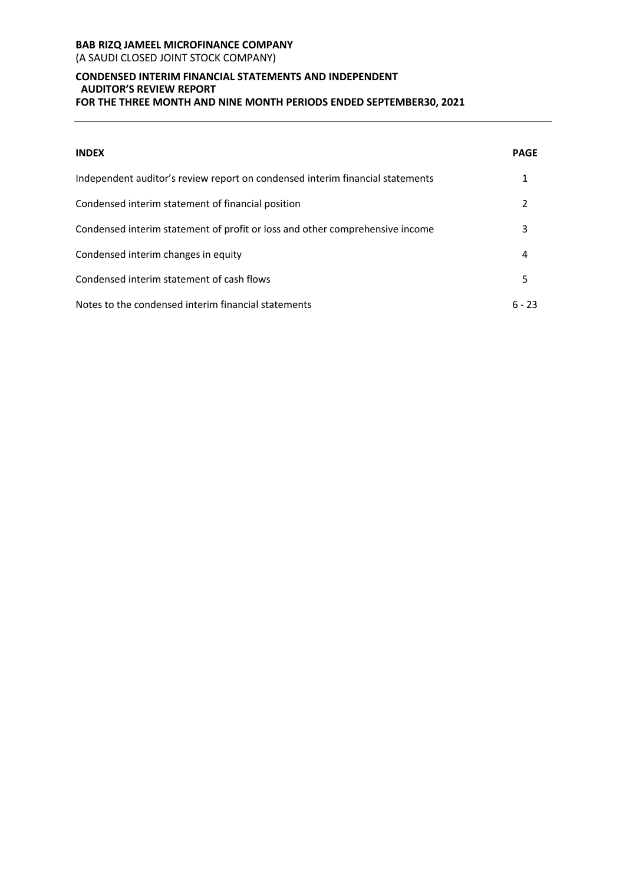**BAB RIZQ JAMEEL MICROFINANCE COMPANY**
(A SAUDI CLOSED JOINT STOCK COMPANY)

**CONDENSED INTERIM FINANCIAL STATEMENTS AND INDEPENDENT AUDITOR'S REVIEW REPORT**
**FOR THE THREE MONTH AND NINE MONTH PERIODS ENDED SEPTEMBER30, 2021**

| INDEX | PAGE |
|---|---|
| Independent auditor's review report on condensed interim financial statements | 1 |
| Condensed interim statement of financial position | 2 |
| Condensed interim statement of profit or loss and other comprehensive income | 3 |
| Condensed interim changes in equity | 4 |
| Condensed interim statement of cash flows | 5 |
| Notes to the condensed interim financial statements | 6 - 23 |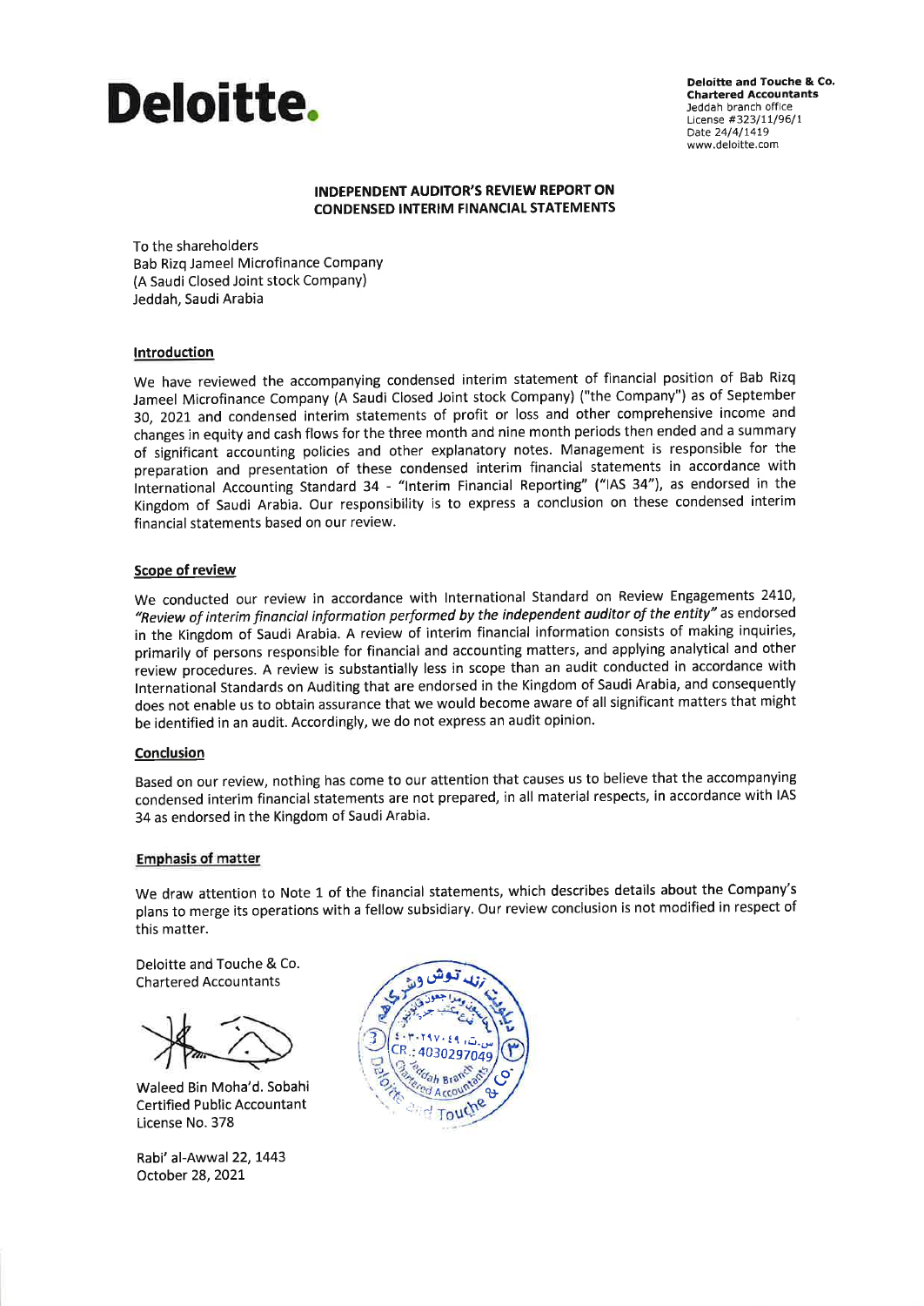Deloitte.

**Deloitte and Touche & Co.**
**Chartered Accountants**
Jeddah branch office
License #323/11/96/1
Date 24/4/1419
www.deloitte.com

## INDEPENDENT AUDITOR'S REVIEW REPORT ON CONDENSED INTERIM FINANCIAL STATEMENTS

To the shareholders
Bab Rizq Jameel Microfinance Company
(A Saudi Closed Joint stock Company)
Jeddah, Saudi Arabia

### Introduction

We have reviewed the accompanying condensed interim statement of financial position of Bab Rizq Jameel Microfinance Company (A Saudi Closed Joint stock Company) ("the Company") as of September 30, 2021 and condensed interim statements of profit or loss and other comprehensive income and changes in equity and cash flows for the three month and nine month periods then ended and a summary of significant accounting policies and other explanatory notes. Management is responsible for the preparation and presentation of these condensed interim financial statements in accordance with International Accounting Standard 34 - "Interim Financial Reporting" ("IAS 34"), as endorsed in the Kingdom of Saudi Arabia. Our responsibility is to express a conclusion on these condensed interim financial statements based on our review.

### Scope of review

We conducted our review in accordance with International Standard on Review Engagements 2410, *"Review of interim financial information performed by the independent auditor of the entity"* as endorsed in the Kingdom of Saudi Arabia. A review of interim financial information consists of making inquiries, primarily of persons responsible for financial and accounting matters, and applying analytical and other review procedures. A review is substantially less in scope than an audit conducted in accordance with International Standards on Auditing that are endorsed in the Kingdom of Saudi Arabia, and consequently does not enable us to obtain assurance that we would become aware of all significant matters that might be identified in an audit. Accordingly, we do not express an audit opinion.

### Conclusion

Based on our review, nothing has come to our attention that causes us to believe that the accompanying condensed interim financial statements are not prepared, in all material respects, in accordance with IAS 34 as endorsed in the Kingdom of Saudi Arabia.

### Emphasis of matter

We draw attention to Note 1 of the financial statements, which describes details about the Company's plans to merge its operations with a fellow subsidiary. Our review conclusion is not modified in respect of this matter.

Deloitte and Touche & Co.
Chartered Accountants

Waleed Bin Moha'd. Sobahi
Certified Public Accountant
License No. 378

Rabi' al-Awwal 22, 1443
October 28, 2021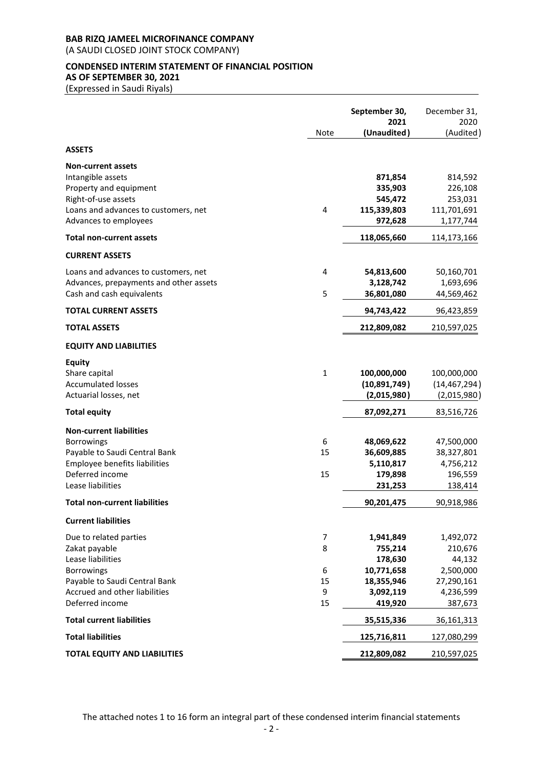**BAB RIZQ JAMEEL MICROFINANCE COMPANY**
(A SAUDI CLOSED JOINT STOCK COMPANY)

**CONDENSED INTERIM STATEMENT OF FINANCIAL POSITION**
**AS OF SEPTEMBER 30, 2021**
(Expressed in Saudi Riyals)

| | Note | **September 30, 2021 (Unaudited)** | December 31, 2020 (Audited) |
|---|---|---|---|
| **ASSETS** | | | |
| **Non-current assets** | | | |
| Intangible assets | | **871,854** | 814,592 |
| Property and equipment | | **335,903** | 226,108 |
| Right-of-use assets | | **545,472** | 253,031 |
| Loans and advances to customers, net | 4 | **115,339,803** | 111,701,691 |
| Advances to employees | | **972,628** | 1,177,744 |
| **Total non-current assets** | | **118,065,660** | 114,173,166 |
| **CURRENT ASSETS** | | | |
| Loans and advances to customers, net | 4 | **54,813,600** | 50,160,701 |
| Advances, prepayments and other assets | | **3,128,742** | 1,693,696 |
| Cash and cash equivalents | 5 | **36,801,080** | 44,569,462 |
| **TOTAL CURRENT ASSETS** | | **94,743,422** | 96,423,859 |
| **TOTAL ASSETS** | | **212,809,082** | 210,597,025 |
| **EQUITY AND LIABILITIES** | | | |
| **Equity** | | | |
| Share capital | 1 | **100,000,000** | 100,000,000 |
| Accumulated losses | | **(10,891,749)** | (14,467,294) |
| Actuarial losses, net | | **(2,015,980)** | (2,015,980) |
| **Total equity** | | **87,092,271** | 83,516,726 |
| **Non-current liabilities** | | | |
| Borrowings | 6 | **48,069,622** | 47,500,000 |
| Payable to Saudi Central Bank | 15 | **36,609,885** | 38,327,801 |
| Employee benefits liabilities | | **5,110,817** | 4,756,212 |
| Deferred income | 15 | **179,898** | 196,559 |
| Lease liabilities | | **231,253** | 138,414 |
| **Total non-current liabilities** | | **90,201,475** | 90,918,986 |
| **Current liabilities** | | | |
| Due to related parties | 7 | **1,941,849** | 1,492,072 |
| Zakat payable | 8 | **755,214** | 210,676 |
| Lease liabilities | | **178,630** | 44,132 |
| Borrowings | 6 | **10,771,658** | 2,500,000 |
| Payable to Saudi Central Bank | 15 | **18,355,946** | 27,290,161 |
| Accrued and other liabilities | 9 | **3,092,119** | 4,236,599 |
| Deferred income | 15 | **419,920** | 387,673 |
| **Total current liabilities** | | **35,515,336** | 36,161,313 |
| **Total liabilities** | | **125,716,811** | 127,080,299 |
| **TOTAL EQUITY AND LIABILITIES** | | **212,809,082** | 210,597,025 |

The attached notes 1 to 16 form an integral part of these condensed interim financial statements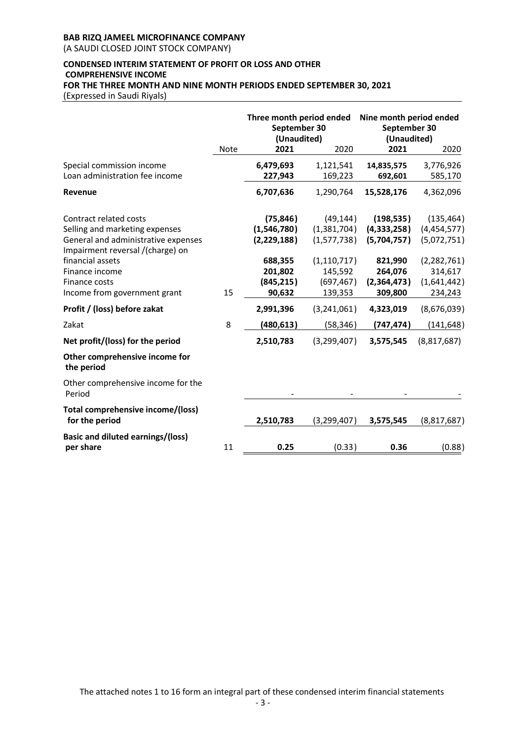**BAB RIZQ JAMEEL MICROFINANCE COMPANY**
(A SAUDI CLOSED JOINT STOCK COMPANY)

**CONDENSED INTERIM STATEMENT OF PROFIT OR LOSS AND OTHER COMPREHENSIVE INCOME**
**FOR THE THREE MONTH AND NINE MONTH PERIODS ENDED SEPTEMBER 30, 2021**
(Expressed in Saudi Riyals)

| | Note | Three month period ended September 30 (Unaudited) | | Nine month period ended September 30 (Unaudited) | |
|---|---|---|---|---|---|
| | | **2021** | 2020 | **2021** | 2020 |
| Special commission income | | **6,479,693** | 1,121,541 | **14,835,575** | 3,776,926 |
| Loan administration fee income | | **227,943** | 169,223 | **692,601** | 585,170 |
| **Revenue** | | **6,707,636** | 1,290,764 | **15,528,176** | 4,362,096 |
| Contract related costs | | **(75,846)** | (49,144) | **(198,535)** | (135,464) |
| Selling and marketing expenses | | **(1,546,780)** | (1,381,704) | **(4,333,258)** | (4,454,577) |
| General and administrative expenses | | **(2,229,188)** | (1,577,738) | **(5,704,757)** | (5,072,751) |
| Impairment reversal /(charge) on financial assets | | **688,355** | (1,110,717) | **821,990** | (2,282,761) |
| Finance income | | **201,802** | 145,592 | **264,076** | 314,617 |
| Finance costs | | **(845,215)** | (697,467) | **(2,364,473)** | (1,641,442) |
| Income from government grant | 15 | **90,632** | 139,353 | **309,800** | 234,243 |
| **Profit / (loss) before zakat** | | **2,991,396** | (3,241,061) | **4,323,019** | (8,676,039) |
| Zakat | 8 | **(480,613)** | (58,346) | **(747,474)** | (141,648) |
| **Net profit/(loss) for the period** | | **2,510,783** | (3,299,407) | **3,575,545** | (8,817,687) |
| **Other comprehensive income for the period** | | | | | |
| Other comprehensive income for the Period | | - | - | - | - |
| **Total comprehensive income/(loss) for the period** | | **2,510,783** | (3,299,407) | **3,575,545** | (8,817,687) |
| **Basic and diluted earnings/(loss) per share** | 11 | **0.25** | (0.33) | **0.36** | (0.88) |

The attached notes 1 to 16 form an integral part of these condensed interim financial statements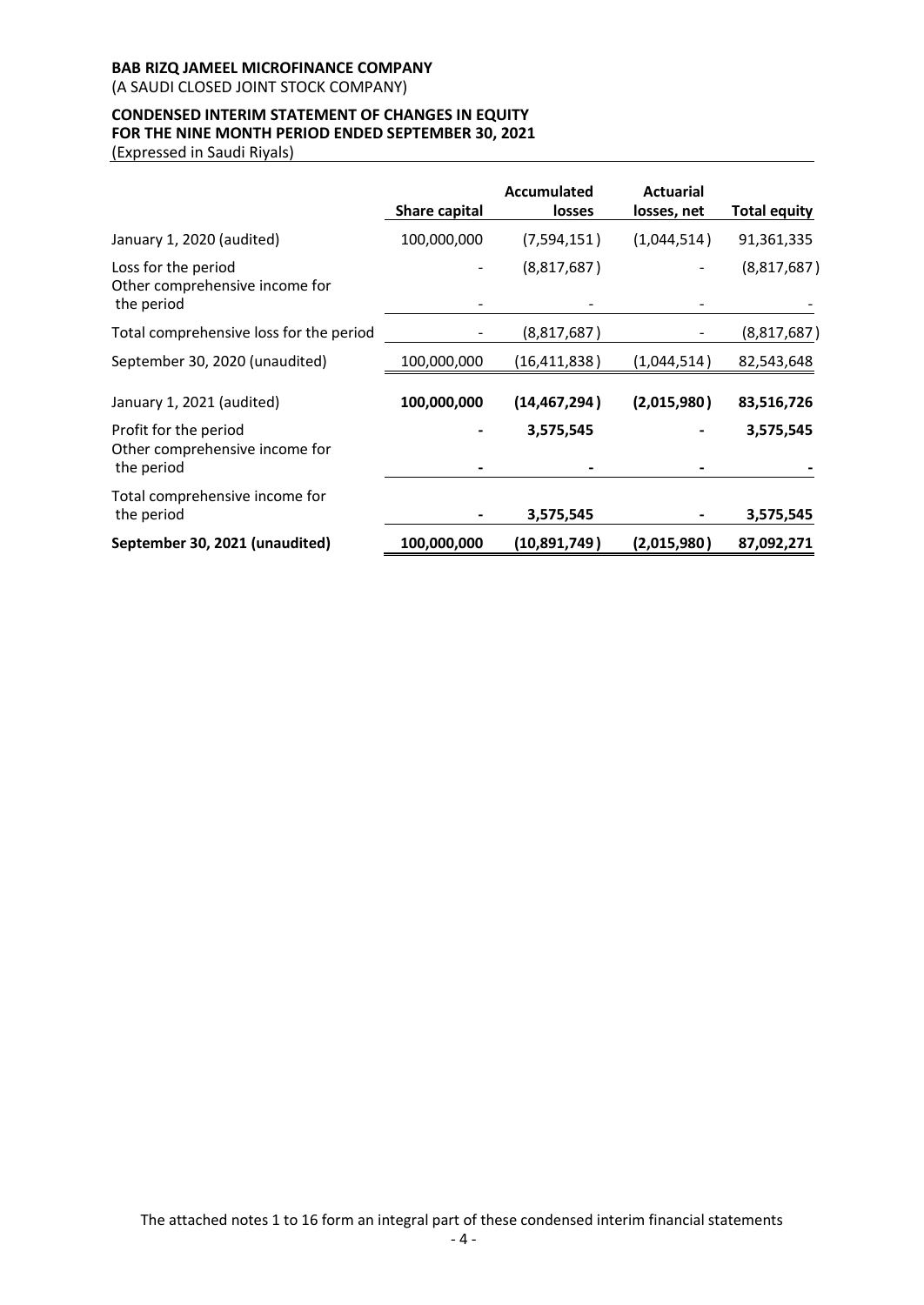**BAB RIZQ JAMEEL MICROFINANCE COMPANY**
(A SAUDI CLOSED JOINT STOCK COMPANY)

**CONDENSED INTERIM STATEMENT OF CHANGES IN EQUITY**
**FOR THE NINE MONTH PERIOD ENDED SEPTEMBER 30, 2021**
(Expressed in Saudi Riyals)

| | Share capital | Accumulated losses | Actuarial losses, net | Total equity |
|---|---|---|---|---|
| January 1, 2020 (audited) | 100,000,000 | (7,594,151) | (1,044,514) | 91,361,335 |
| Loss for the period | - | (8,817,687) | - | (8,817,687) |
| Other comprehensive income for the period | - | - | - | - |
| Total comprehensive loss for the period | - | (8,817,687) | - | (8,817,687) |
| September 30, 2020 (unaudited) | 100,000,000 | (16,411,838) | (1,044,514) | 82,543,648 |
| **January 1, 2021 (audited)** | **100,000,000** | **(14,467,294)** | **(2,015,980)** | **83,516,726** |
| Profit for the period | **-** | **3,575,545** | **-** | **3,575,545** |
| Other comprehensive income for the period | **-** | **-** | **-** | **-** |
| Total comprehensive income for the period | **-** | **3,575,545** | **-** | **3,575,545** |
| **September 30, 2021 (unaudited)** | **100,000,000** | **(10,891,749)** | **(2,015,980)** | **87,092,271** |

The attached notes 1 to 16 form an integral part of these condensed interim financial statements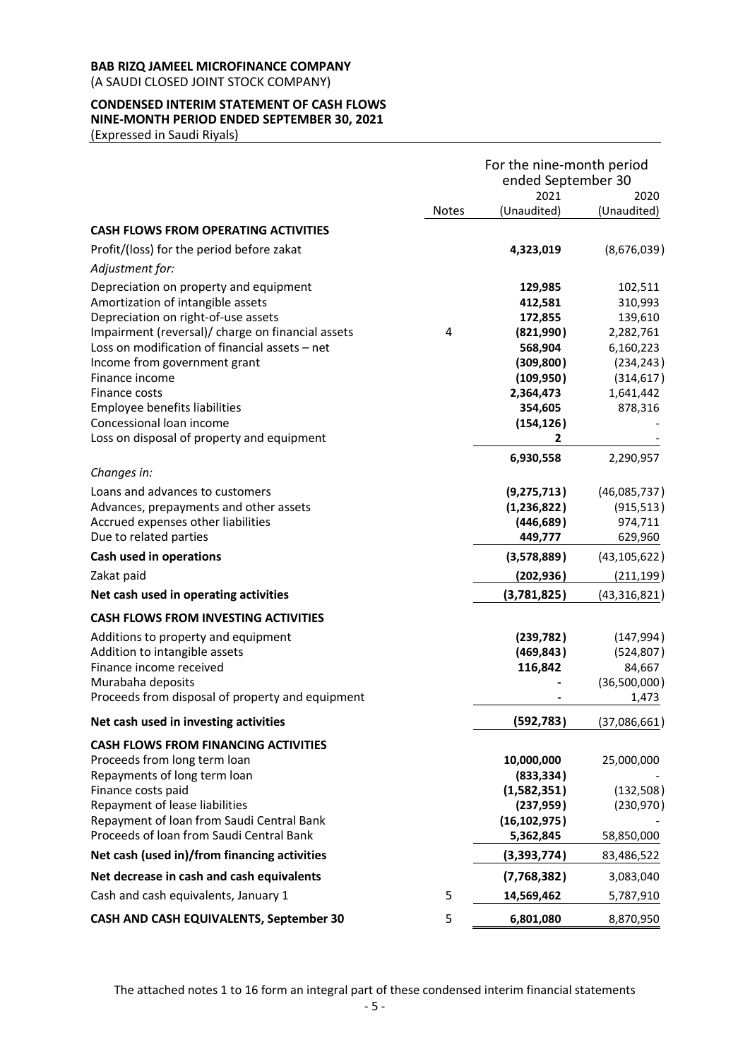**BAB RIZQ JAMEEL MICROFINANCE COMPANY**
(A SAUDI CLOSED JOINT STOCK COMPANY)

**CONDENSED INTERIM STATEMENT OF CASH FLOWS**
**NINE-MONTH PERIOD ENDED SEPTEMBER 30, 2021**
(Expressed in Saudi Riyals)

| | Notes | For the nine-month period ended September 30 2021 (Unaudited) | 2020 (Unaudited) |
|---|---|---|---|
| **CASH FLOWS FROM OPERATING ACTIVITIES** | | | |
| Profit/(loss) for the period before zakat | | **4,323,019** | (8,676,039) |
| *Adjustment for:* | | | |
| Depreciation on property and equipment | | **129,985** | 102,511 |
| Amortization of intangible assets | | **412,581** | 310,993 |
| Depreciation on right-of-use assets | | **172,855** | 139,610 |
| Impairment (reversal)/ charge on financial assets | 4 | **(821,990)** | 2,282,761 |
| Loss on modification of financial assets – net | | **568,904** | 6,160,223 |
| Income from government grant | | **(309,800)** | (234,243) |
| Finance income | | **(109,950)** | (314,617) |
| Finance costs | | **2,364,473** | 1,641,442 |
| Employee benefits liabilities | | **354,605** | 878,316 |
| Concessional loan income | | **(154,126)** | - |
| Loss on disposal of property and equipment | | **2** | - |
| | | **6,930,558** | 2,290,957 |
| *Changes in:* | | | |
| Loans and advances to customers | | **(9,275,713)** | (46,085,737) |
| Advances, prepayments and other assets | | **(1,236,822)** | (915,513) |
| Accrued expenses other liabilities | | **(446,689)** | 974,711 |
| Due to related parties | | **449,777** | 629,960 |
| **Cash used in operations** | | **(3,578,889)** | (43,105,622) |
| Zakat paid | | **(202,936)** | (211,199) |
| **Net cash used in operating activities** | | **(3,781,825)** | (43,316,821) |
| **CASH FLOWS FROM INVESTING ACTIVITIES** | | | |
| Additions to property and equipment | | **(239,782)** | (147,994) |
| Addition to intangible assets | | **(469,843)** | (524,807) |
| Finance income received | | **116,842** | 84,667 |
| Murabaha deposits | | **-** | (36,500,000) |
| Proceeds from disposal of property and equipment | | **-** | 1,473 |
| **Net cash used in investing activities** | | **(592,783)** | (37,086,661) |
| **CASH FLOWS FROM FINANCING ACTIVITIES** | | | |
| Proceeds from long term loan | | **10,000,000** | 25,000,000 |
| Repayments of long term loan | | **(833,334)** | - |
| Finance costs paid | | **(1,582,351)** | (132,508) |
| Repayment of lease liabilities | | **(237,959)** | (230,970) |
| Repayment of loan from Saudi Central Bank | | **(16,102,975)** | - |
| Proceeds of loan from Saudi Central Bank | | **5,362,845** | 58,850,000 |
| **Net cash (used in)/from financing activities** | | **(3,393,774)** | 83,486,522 |
| **Net decrease in cash and cash equivalents** | | **(7,768,382)** | 3,083,040 |
| Cash and cash equivalents, January 1 | 5 | **14,569,462** | 5,787,910 |
| **CASH AND CASH EQUIVALENTS, September 30** | 5 | **6,801,080** | 8,870,950 |

The attached notes 1 to 16 form an integral part of these condensed interim financial statements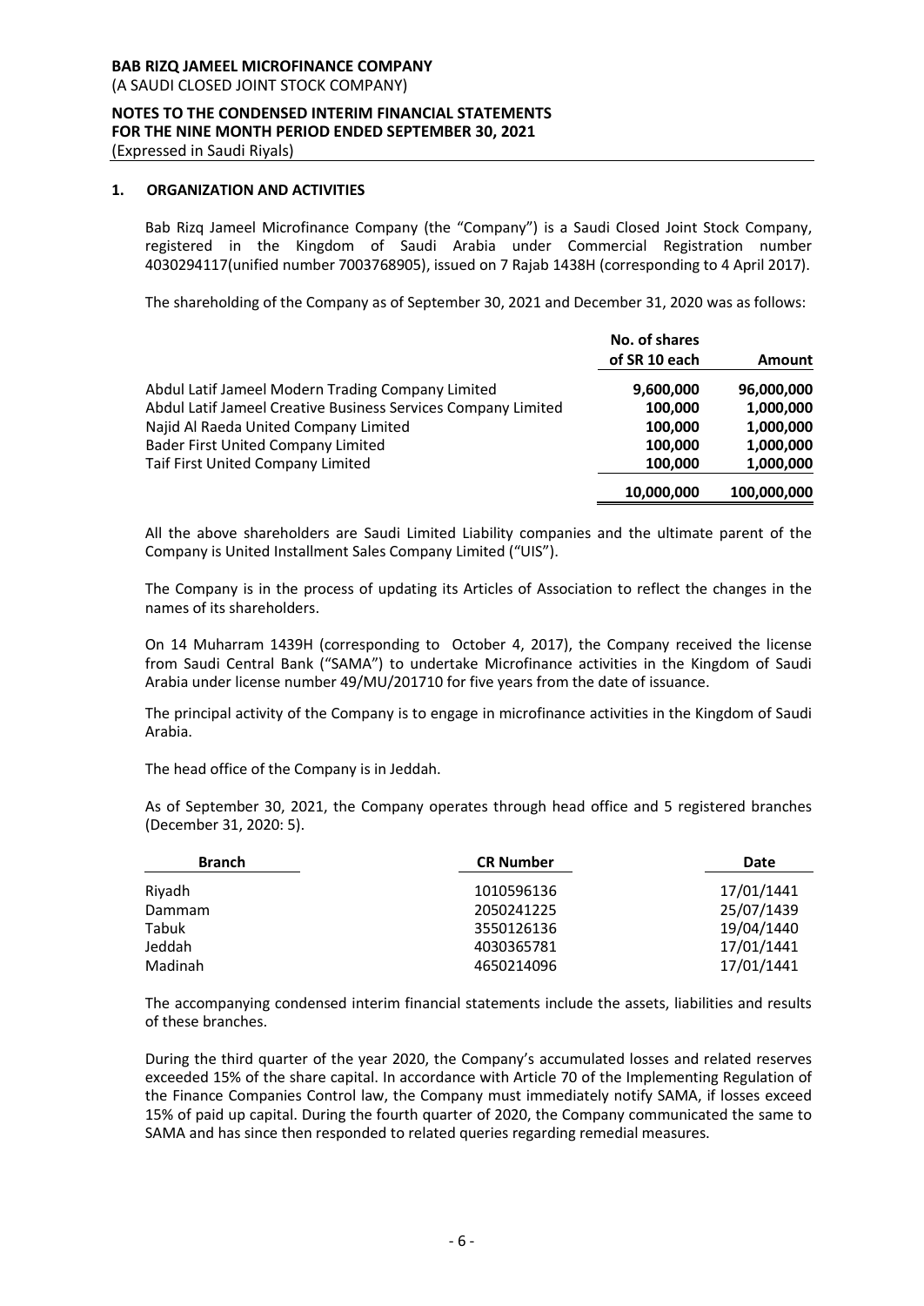**BAB RIZQ JAMEEL MICROFINANCE COMPANY**
(A SAUDI CLOSED JOINT STOCK COMPANY)

**NOTES TO THE CONDENSED INTERIM FINANCIAL STATEMENTS**
**FOR THE NINE MONTH PERIOD ENDED SEPTEMBER 30, 2021**
(Expressed in Saudi Riyals)

## 1. ORGANIZATION AND ACTIVITIES

Bab Rizq Jameel Microfinance Company (the "Company") is a Saudi Closed Joint Stock Company, registered in the Kingdom of Saudi Arabia under Commercial Registration number 4030294117(unified number 7003768905), issued on 7 Rajab 1438H (corresponding to 4 April 2017).

The shareholding of the Company as of September 30, 2021 and December 31, 2020 was as follows:

| | No. of shares of SR 10 each | Amount |
|---|---|---|
| Abdul Latif Jameel Modern Trading Company Limited | **9,600,000** | **96,000,000** |
| Abdul Latif Jameel Creative Business Services Company Limited | **100,000** | **1,000,000** |
| Najid Al Raeda United Company Limited | **100,000** | **1,000,000** |
| Bader First United Company Limited | **100,000** | **1,000,000** |
| Taif First United Company Limited | **100,000** | **1,000,000** |
| | **10,000,000** | **100,000,000** |

All the above shareholders are Saudi Limited Liability companies and the ultimate parent of the Company is United Installment Sales Company Limited ("UIS").

The Company is in the process of updating its Articles of Association to reflect the changes in the names of its shareholders.

On 14 Muharram 1439H (corresponding to October 4, 2017), the Company received the license from Saudi Central Bank ("SAMA") to undertake Microfinance activities in the Kingdom of Saudi Arabia under license number 49/MU/201710 for five years from the date of issuance.

The principal activity of the Company is to engage in microfinance activities in the Kingdom of Saudi Arabia.

The head office of the Company is in Jeddah.

As of September 30, 2021, the Company operates through head office and 5 registered branches (December 31, 2020: 5).

| Branch | CR Number | Date |
|---|---|---|
| Riyadh | 1010596136 | 17/01/1441 |
| Dammam | 2050241225 | 25/07/1439 |
| Tabuk | 3550126136 | 19/04/1440 |
| Jeddah | 4030365781 | 17/01/1441 |
| Madinah | 4650214096 | 17/01/1441 |

The accompanying condensed interim financial statements include the assets, liabilities and results of these branches.

During the third quarter of the year 2020, the Company's accumulated losses and related reserves exceeded 15% of the share capital. In accordance with Article 70 of the Implementing Regulation of the Finance Companies Control law, the Company must immediately notify SAMA, if losses exceed 15% of paid up capital. During the fourth quarter of 2020, the Company communicated the same to SAMA and has since then responded to related queries regarding remedial measures.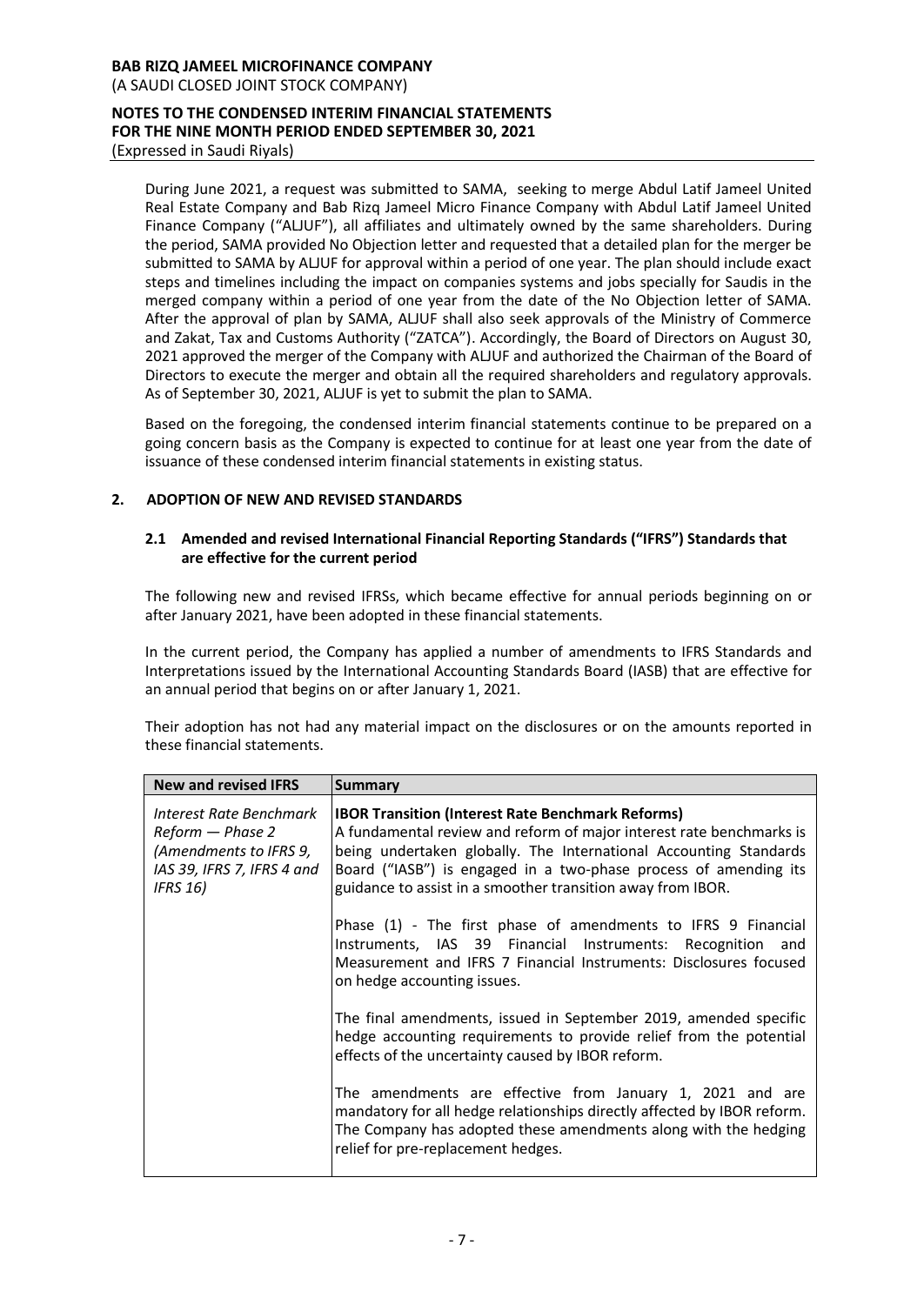During June 2021, a request was submitted to SAMA, seeking to merge Abdul Latif Jameel United Real Estate Company and Bab Rizq Jameel Micro Finance Company with Abdul Latif Jameel United Finance Company ("ALJUF"), all affiliates and ultimately owned by the same shareholders. During the period, SAMA provided No Objection letter and requested that a detailed plan for the merger be submitted to SAMA by ALJUF for approval within a period of one year. The plan should include exact steps and timelines including the impact on companies systems and jobs specially for Saudis in the merged company within a period of one year from the date of the No Objection letter of SAMA. After the approval of plan by SAMA, ALJUF shall also seek approvals of the Ministry of Commerce and Zakat, Tax and Customs Authority ("ZATCA"). Accordingly, the Board of Directors on August 30, 2021 approved the merger of the Company with ALJUF and authorized the Chairman of the Board of Directors to execute the merger and obtain all the required shareholders and regulatory approvals. As of September 30, 2021, ALJUF is yet to submit the plan to SAMA.

Based on the foregoing, the condensed interim financial statements continue to be prepared on a going concern basis as the Company is expected to continue for at least one year from the date of issuance of these condensed interim financial statements in existing status.

## 2. ADOPTION OF NEW AND REVISED STANDARDS

### 2.1 Amended and revised International Financial Reporting Standards ("IFRS") Standards that are effective for the current period

The following new and revised IFRSs, which became effective for annual periods beginning on or after January 2021, have been adopted in these financial statements.

In the current period, the Company has applied a number of amendments to IFRS Standards and Interpretations issued by the International Accounting Standards Board (IASB) that are effective for an annual period that begins on or after January 1, 2021.

Their adoption has not had any material impact on the disclosures or on the amounts reported in these financial statements.

| New and revised IFRS | Summary |
|---|---|
| *Interest Rate Benchmark Reform — Phase 2 (Amendments to IFRS 9, IAS 39, IFRS 7, IFRS 4 and IFRS 16)* | **IBOR Transition (Interest Rate Benchmark Reforms)**<br>A fundamental review and reform of major interest rate benchmarks is being undertaken globally. The International Accounting Standards Board ("IASB") is engaged in a two-phase process of amending its guidance to assist in a smoother transition away from IBOR.<br><br>Phase (1) - The first phase of amendments to IFRS 9 Financial Instruments, IAS 39 Financial Instruments: Recognition and Measurement and IFRS 7 Financial Instruments: Disclosures focused on hedge accounting issues.<br><br>The final amendments, issued in September 2019, amended specific hedge accounting requirements to provide relief from the potential effects of the uncertainty caused by IBOR reform.<br><br>The amendments are effective from January 1, 2021 and are mandatory for all hedge relationships directly affected by IBOR reform. The Company has adopted these amendments along with the hedging relief for pre-replacement hedges. |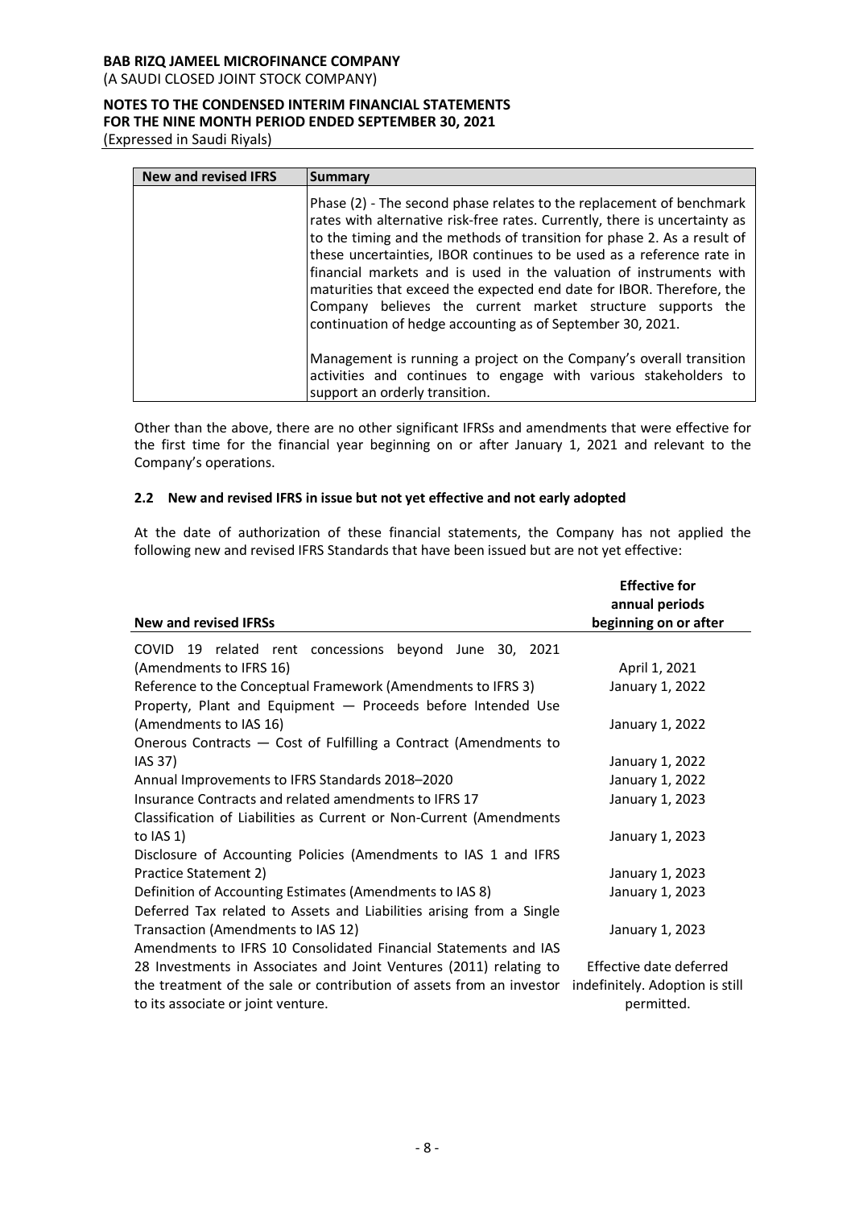| New and revised IFRS | Summary |
|---|---|
| | Phase (2) - The second phase relates to the replacement of benchmark rates with alternative risk-free rates. Currently, there is uncertainty as to the timing and the methods of transition for phase 2. As a result of these uncertainties, IBOR continues to be used as a reference rate in financial markets and is used in the valuation of instruments with maturities that exceed the expected end date for IBOR. Therefore, the Company believes the current market structure supports the continuation of hedge accounting as of September 30, 2021.<br><br>Management is running a project on the Company's overall transition activities and continues to engage with various stakeholders to support an orderly transition. |

Other than the above, there are no other significant IFRSs and amendments that were effective for the first time for the financial year beginning on or after January 1, 2021 and relevant to the Company's operations.

### 2.2 New and revised IFRS in issue but not yet effective and not early adopted

At the date of authorization of these financial statements, the Company has not applied the following new and revised IFRS Standards that have been issued but are not yet effective:

| New and revised IFRSs | Effective for annual periods beginning on or after |
|---|---|
| COVID 19 related rent concessions beyond June 30, 2021 (Amendments to IFRS 16) | April 1, 2021 |
| Reference to the Conceptual Framework (Amendments to IFRS 3) | January 1, 2022 |
| Property, Plant and Equipment — Proceeds before Intended Use (Amendments to IAS 16) | January 1, 2022 |
| Onerous Contracts — Cost of Fulfilling a Contract (Amendments to IAS 37) | January 1, 2022 |
| Annual Improvements to IFRS Standards 2018–2020 | January 1, 2022 |
| Insurance Contracts and related amendments to IFRS 17 | January 1, 2023 |
| Classification of Liabilities as Current or Non-Current (Amendments to IAS 1) | January 1, 2023 |
| Disclosure of Accounting Policies (Amendments to IAS 1 and IFRS Practice Statement 2) | January 1, 2023 |
| Definition of Accounting Estimates (Amendments to IAS 8) | January 1, 2023 |
| Deferred Tax related to Assets and Liabilities arising from a Single Transaction (Amendments to IAS 12) | January 1, 2023 |
| Amendments to IFRS 10 Consolidated Financial Statements and IAS 28 Investments in Associates and Joint Ventures (2011) relating to the treatment of the sale or contribution of assets from an investor to its associate or joint venture. | Effective date deferred indefinitely. Adoption is still permitted. |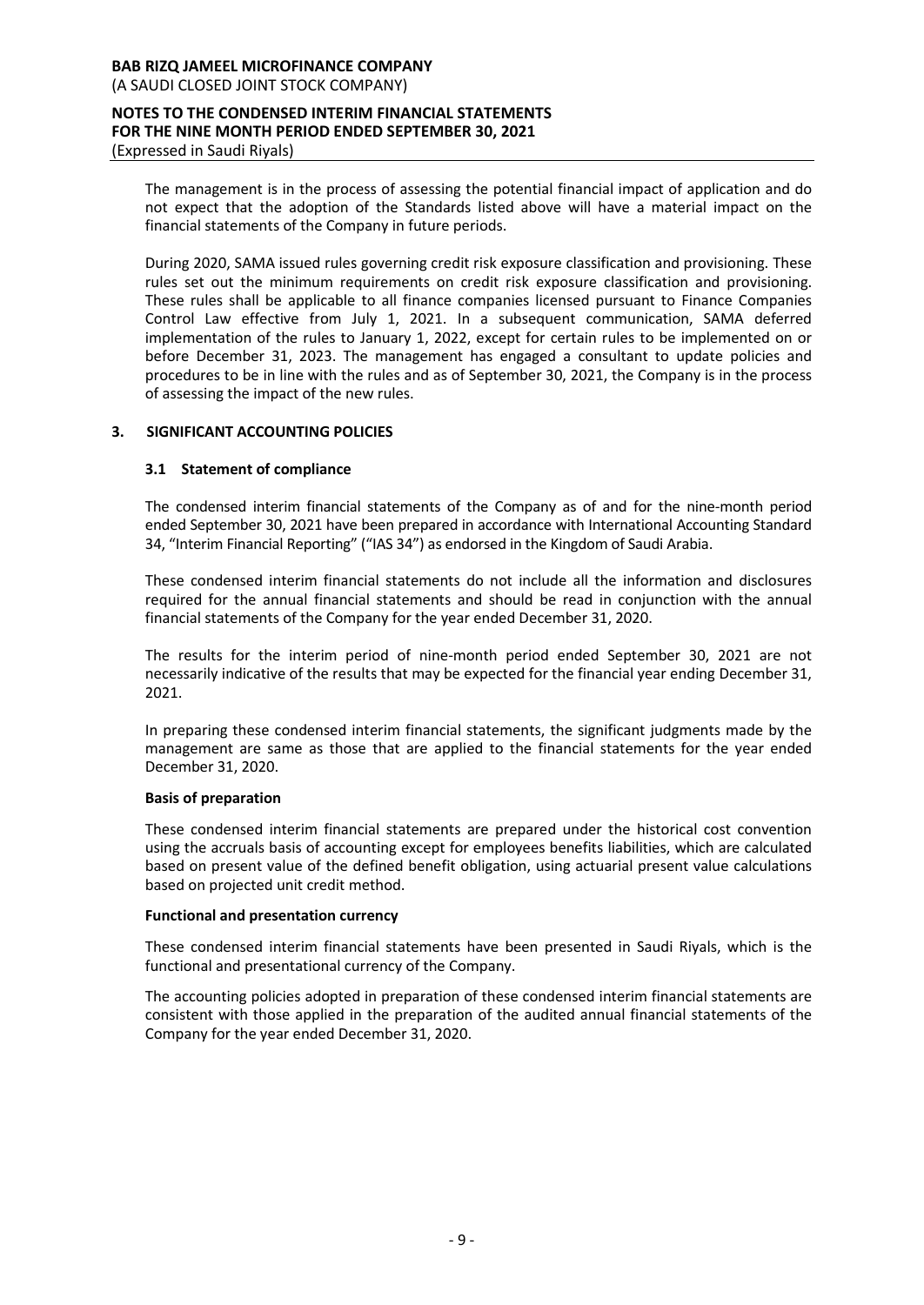The management is in the process of assessing the potential financial impact of application and do not expect that the adoption of the Standards listed above will have a material impact on the financial statements of the Company in future periods.

During 2020, SAMA issued rules governing credit risk exposure classification and provisioning. These rules set out the minimum requirements on credit risk exposure classification and provisioning. These rules shall be applicable to all finance companies licensed pursuant to Finance Companies Control Law effective from July 1, 2021. In a subsequent communication, SAMA deferred implementation of the rules to January 1, 2022, except for certain rules to be implemented on or before December 31, 2023. The management has engaged a consultant to update policies and procedures to be in line with the rules and as of September 30, 2021, the Company is in the process of assessing the impact of the new rules.

## 3. SIGNIFICANT ACCOUNTING POLICIES

### 3.1 Statement of compliance

The condensed interim financial statements of the Company as of and for the nine-month period ended September 30, 2021 have been prepared in accordance with International Accounting Standard 34, "Interim Financial Reporting" ("IAS 34") as endorsed in the Kingdom of Saudi Arabia.

These condensed interim financial statements do not include all the information and disclosures required for the annual financial statements and should be read in conjunction with the annual financial statements of the Company for the year ended December 31, 2020.

The results for the interim period of nine-month period ended September 30, 2021 are not necessarily indicative of the results that may be expected for the financial year ending December 31, 2021.

In preparing these condensed interim financial statements, the significant judgments made by the management are same as those that are applied to the financial statements for the year ended December 31, 2020.

**Basis of preparation**

These condensed interim financial statements are prepared under the historical cost convention using the accruals basis of accounting except for employees benefits liabilities, which are calculated based on present value of the defined benefit obligation, using actuarial present value calculations based on projected unit credit method.

**Functional and presentation currency**

These condensed interim financial statements have been presented in Saudi Riyals, which is the functional and presentational currency of the Company.

The accounting policies adopted in preparation of these condensed interim financial statements are consistent with those applied in the preparation of the audited annual financial statements of the Company for the year ended December 31, 2020.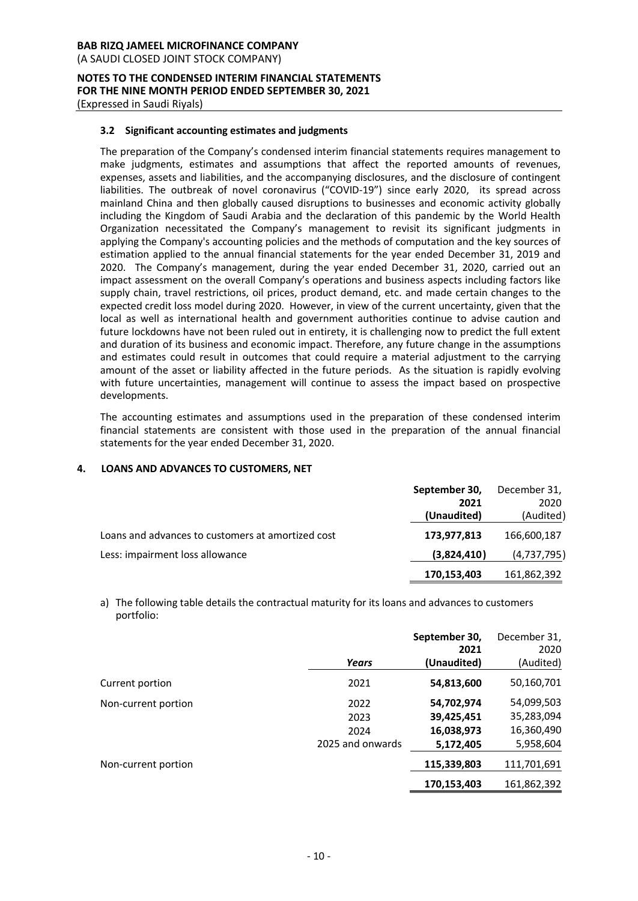### 3.2 Significant accounting estimates and judgments

The preparation of the Company's condensed interim financial statements requires management to make judgments, estimates and assumptions that affect the reported amounts of revenues, expenses, assets and liabilities, and the accompanying disclosures, and the disclosure of contingent liabilities. The outbreak of novel coronavirus ("COVID-19") since early 2020, its spread across mainland China and then globally caused disruptions to businesses and economic activity globally including the Kingdom of Saudi Arabia and the declaration of this pandemic by the World Health Organization necessitated the Company's management to revisit its significant judgments in applying the Company's accounting policies and the methods of computation and the key sources of estimation applied to the annual financial statements for the year ended December 31, 2019 and 2020. The Company's management, during the year ended December 31, 2020, carried out an impact assessment on the overall Company's operations and business aspects including factors like supply chain, travel restrictions, oil prices, product demand, etc. and made certain changes to the expected credit loss model during 2020. However, in view of the current uncertainty, given that the local as well as international health and government authorities continue to advise caution and future lockdowns have not been ruled out in entirety, it is challenging now to predict the full extent and duration of its business and economic impact. Therefore, any future change in the assumptions and estimates could result in outcomes that could require a material adjustment to the carrying amount of the asset or liability affected in the future periods. As the situation is rapidly evolving with future uncertainties, management will continue to assess the impact based on prospective developments.

The accounting estimates and assumptions used in the preparation of these condensed interim financial statements are consistent with those used in the preparation of the annual financial statements for the year ended December 31, 2020.

## 4. LOANS AND ADVANCES TO CUSTOMERS, NET

| | **September 30, 2021 (Unaudited)** | December 31, 2020 (Audited) |
|---|---|---|
| Loans and advances to customers at amortized cost | **173,977,813** | 166,600,187 |
| Less: impairment loss allowance | **(3,824,410)** | (4,737,795) |
| | **170,153,403** | 161,862,392 |

a) The following table details the contractual maturity for its loans and advances to customers portfolio:

| | ***Years*** | **September 30, 2021 (Unaudited)** | December 31, 2020 (Audited) |
|---|---|---|---|
| Current portion | 2021 | **54,813,600** | 50,160,701 |
| Non-current portion | 2022 | **54,702,974** | 54,099,503 |
| | 2023 | **39,425,451** | 35,283,094 |
| | 2024 | **16,038,973** | 16,360,490 |
| | 2025 and onwards | **5,172,405** | 5,958,604 |
| Non-current portion | | **115,339,803** | 111,701,691 |
| | | **170,153,403** | 161,862,392 |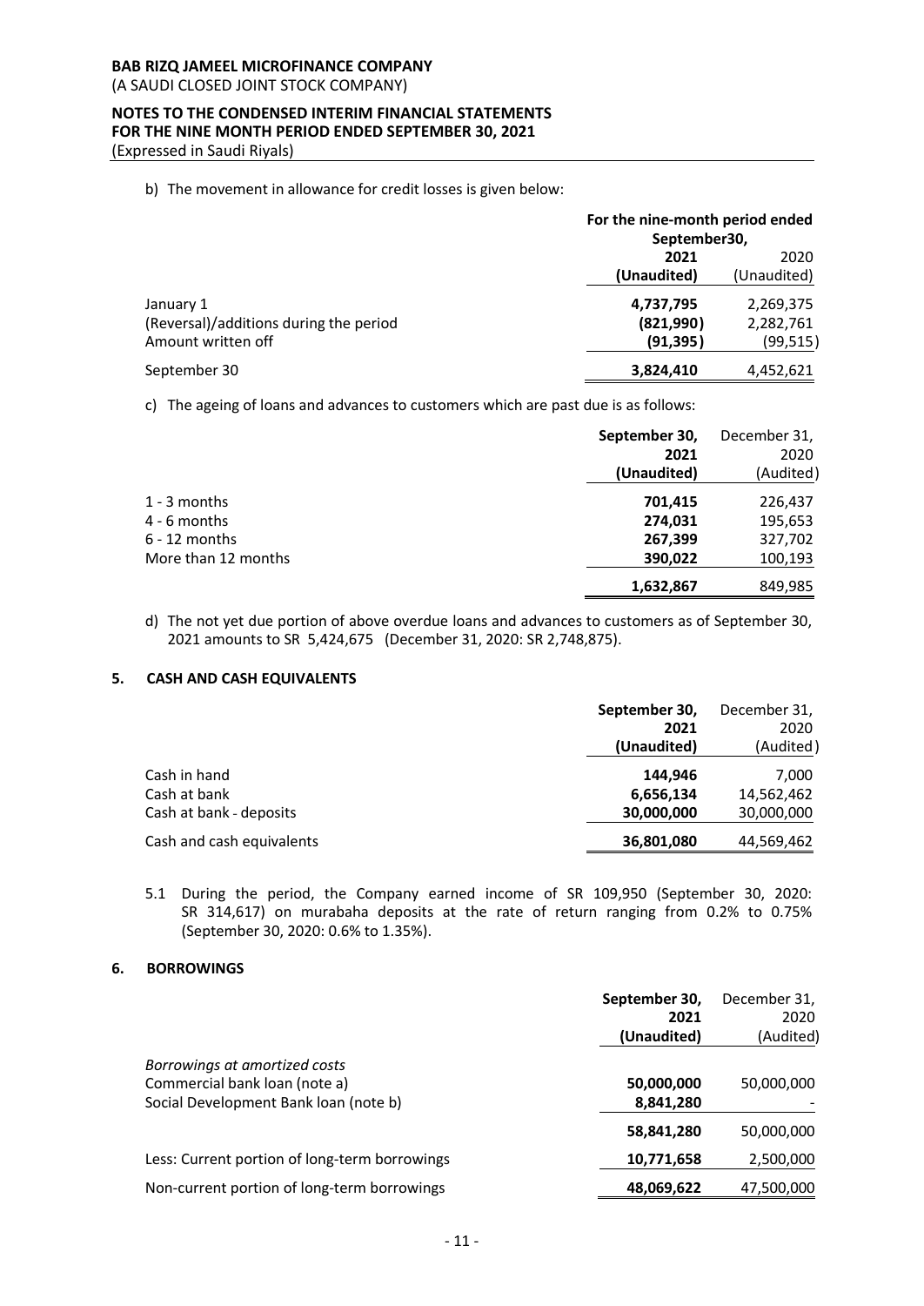b) The movement in allowance for credit losses is given below:

| | For the nine-month period ended September30, | |
|---|---|---|
| | **2021** | 2020 |
| | **(Unaudited)** | (Unaudited) |
| January 1 | **4,737,795** | 2,269,375 |
| (Reversal)/additions during the period | **(821,990)** | 2,282,761 |
| Amount written off | **(91,395)** | (99,515) |
| September 30 | **3,824,410** | 4,452,621 |

c) The ageing of loans and advances to customers which are past due is as follows:

| | September 30, 2021 (Unaudited) | December 31, 2020 (Audited) |
|---|---|---|
| 1 - 3 months | **701,415** | 226,437 |
| 4 - 6 months | **274,031** | 195,653 |
| 6 - 12 months | **267,399** | 327,702 |
| More than 12 months | **390,022** | 100,193 |
| | **1,632,867** | 849,985 |

d) The not yet due portion of above overdue loans and advances to customers as of September 30, 2021 amounts to SR 5,424,675 (December 31, 2020: SR 2,748,875).

## 5. CASH AND CASH EQUIVALENTS

| | September 30, 2021 (Unaudited) | December 31, 2020 (Audited) |
|---|---|---|
| Cash in hand | **144,946** | 7,000 |
| Cash at bank | **6,656,134** | 14,562,462 |
| Cash at bank - deposits | **30,000,000** | 30,000,000 |
| Cash and cash equivalents | **36,801,080** | 44,569,462 |

5.1 During the period, the Company earned income of SR 109,950 (September 30, 2020: SR 314,617) on murabaha deposits at the rate of return ranging from 0.2% to 0.75% (September 30, 2020: 0.6% to 1.35%).

## 6. BORROWINGS

| | September 30, 2021 (Unaudited) | December 31, 2020 (Audited) |
|---|---|---|
| *Borrowings at amortized costs* | | |
| Commercial bank loan (note a) | **50,000,000** | 50,000,000 |
| Social Development Bank loan (note b) | **8,841,280** | - |
| | **58,841,280** | 50,000,000 |
| Less: Current portion of long-term borrowings | **10,771,658** | 2,500,000 |
| Non-current portion of long-term borrowings | **48,069,622** | 47,500,000 |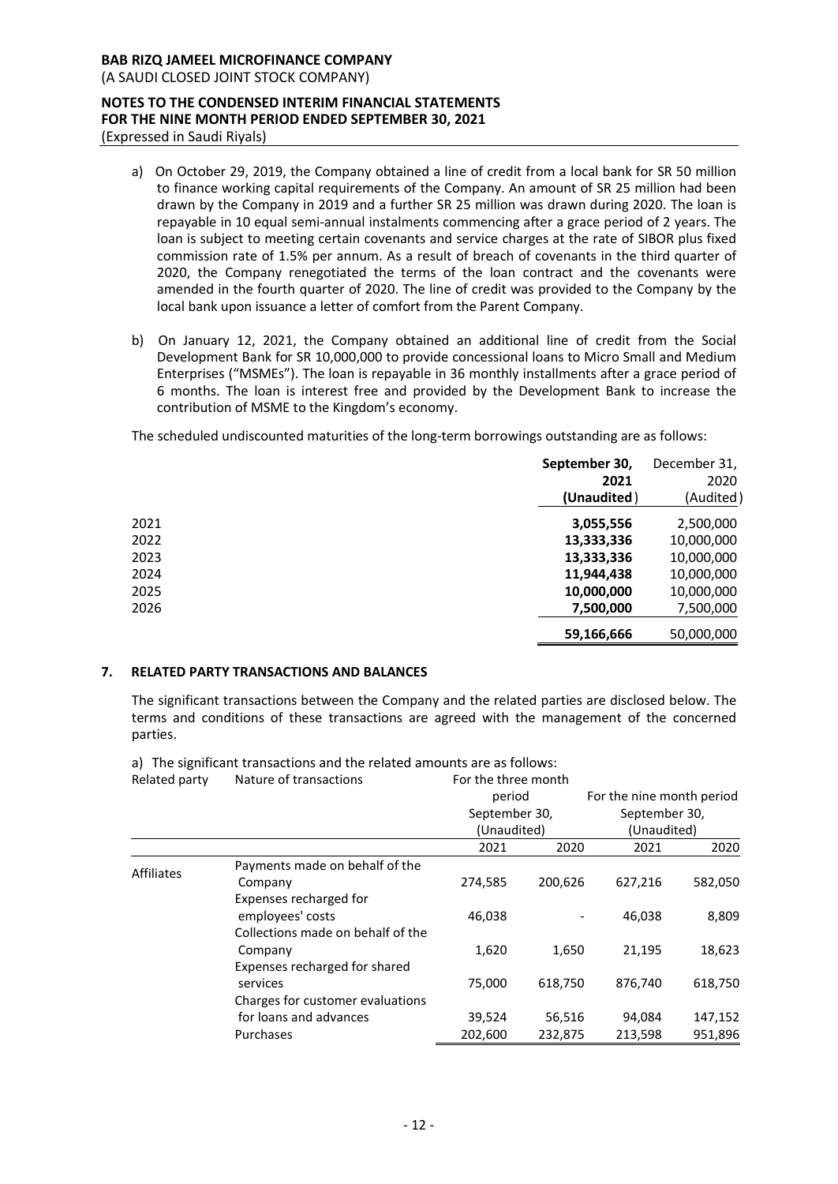a) On October 29, 2019, the Company obtained a line of credit from a local bank for SR 50 million to finance working capital requirements of the Company. An amount of SR 25 million had been drawn by the Company in 2019 and a further SR 25 million was drawn during 2020. The loan is repayable in 10 equal semi-annual instalments commencing after a grace period of 2 years. The loan is subject to meeting certain covenants and service charges at the rate of SIBOR plus fixed commission rate of 1.5% per annum. As a result of breach of covenants in the third quarter of 2020, the Company renegotiated the terms of the loan contract and the covenants were amended in the fourth quarter of 2020. The line of credit was provided to the Company by the local bank upon issuance a letter of comfort from the Parent Company.

b) On January 12, 2021, the Company obtained an additional line of credit from the Social Development Bank for SR 10,000,000 to provide concessional loans to Micro Small and Medium Enterprises ("MSMEs"). The loan is repayable in 36 monthly installments after a grace period of 6 months. The loan is interest free and provided by the Development Bank to increase the contribution of MSME to the Kingdom's economy.

The scheduled undiscounted maturities of the long-term borrowings outstanding are as follows:

| | **September 30, 2021 (Unaudited)** | December 31, 2020 (Audited) |
|---|---|---|
| 2021 | **3,055,556** | 2,500,000 |
| 2022 | **13,333,336** | 10,000,000 |
| 2023 | **13,333,336** | 10,000,000 |
| 2024 | **11,944,438** | 10,000,000 |
| 2025 | **10,000,000** | 10,000,000 |
| 2026 | **7,500,000** | 7,500,000 |
| | **59,166,666** | 50,000,000 |

## 7. RELATED PARTY TRANSACTIONS AND BALANCES

The significant transactions between the Company and the related parties are disclosed below. The terms and conditions of these transactions are agreed with the management of the concerned parties.

a) The significant transactions and the related amounts are as follows:

| Related party | Nature of transactions | For the three month period September 30, (Unaudited) | | For the nine month period September 30, (Unaudited) | |
|---|---|---|---|---|---|
| | | 2021 | 2020 | 2021 | 2020 |
| Affiliates | Payments made on behalf of the Company | 274,585 | 200,626 | 627,216 | 582,050 |
| | Expenses recharged for employees' costs | 46,038 | - | 46,038 | 8,809 |
| | Collections made on behalf of the Company | 1,620 | 1,650 | 21,195 | 18,623 |
| | Expenses recharged for shared services | 75,000 | 618,750 | 876,740 | 618,750 |
| | Charges for customer evaluations for loans and advances | 39,524 | 56,516 | 94,084 | 147,152 |
| | Purchases | 202,600 | 232,875 | 213,598 | 951,896 |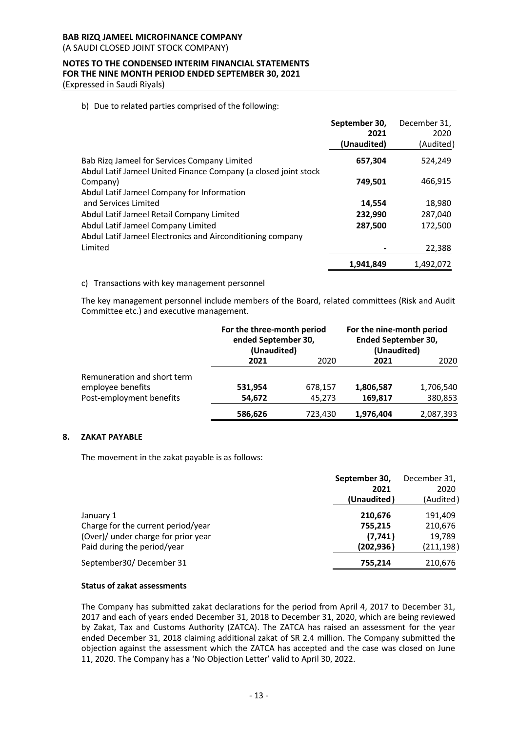b) Due to related parties comprised of the following:

| | September 30, 2021 (Unaudited) | December 31, 2020 (Audited) |
|---|---|---|
| Bab Rizq Jameel for Services Company Limited | **657,304** | 524,249 |
| Abdul Latif Jameel United Finance Company (a closed joint stock Company) | **749,501** | 466,915 |
| Abdul Latif Jameel Company for Information and Services Limited | **14,554** | 18,980 |
| Abdul Latif Jameel Retail Company Limited | **232,990** | 287,040 |
| Abdul Latif Jameel Company Limited | **287,500** | 172,500 |
| Abdul Latif Jameel Electronics and Airconditioning company Limited | **-** | 22,388 |
| | **1,941,849** | 1,492,072 |

c) Transactions with key management personnel

The key management personnel include members of the Board, related committees (Risk and Audit Committee etc.) and executive management.

| | For the three-month period ended September 30, (Unaudited) | | For the nine-month period Ended September 30, (Unaudited) | |
|---|---|---|---|---|
| | **2021** | 2020 | **2021** | 2020 |
| Remuneration and short term employee benefits | **531,954** | 678,157 | **1,806,587** | 1,706,540 |
| Post-employment benefits | **54,672** | 45,273 | **169,817** | 380,853 |
| | **586,626** | 723,430 | **1,976,404** | 2,087,393 |

## 8. ZAKAT PAYABLE

The movement in the zakat payable is as follows:

| | September 30, 2021 (Unaudited) | December 31, 2020 (Audited) |
|---|---|---|
| January 1 | **210,676** | 191,409 |
| Charge for the current period/year | **755,215** | 210,676 |
| (Over)/ under charge for prior year | **(7,741)** | 19,789 |
| Paid during the period/year | **(202,936)** | (211,198) |
| September30/ December 31 | **755,214** | 210,676 |

**Status of zakat assessments**

The Company has submitted zakat declarations for the period from April 4, 2017 to December 31, 2017 and each of years ended December 31, 2018 to December 31, 2020, which are being reviewed by Zakat, Tax and Customs Authority (ZATCA). The ZATCA has raised an assessment for the year ended December 31, 2018 claiming additional zakat of SR 2.4 million. The Company submitted the objection against the assessment which the ZATCA has accepted and the case was closed on June 11, 2020. The Company has a 'No Objection Letter' valid to April 30, 2022.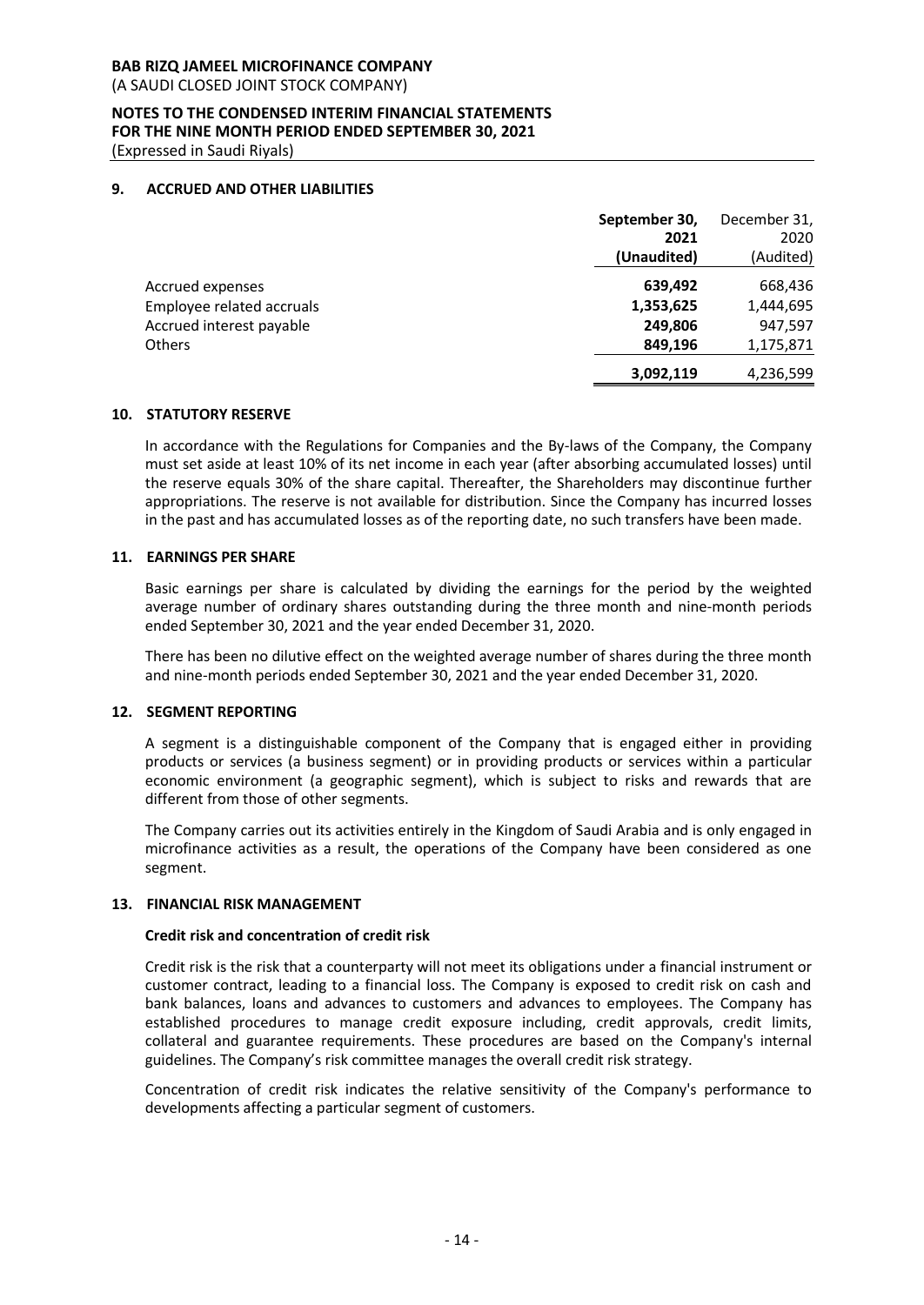**BAB RIZQ JAMEEL MICROFINANCE COMPANY**
(A SAUDI CLOSED JOINT STOCK COMPANY)

**NOTES TO THE CONDENSED INTERIM FINANCIAL STATEMENTS**
**FOR THE NINE MONTH PERIOD ENDED SEPTEMBER 30, 2021**
(Expressed in Saudi Riyals)

## 9. ACCRUED AND OTHER LIABILITIES

| | **September 30, 2021 (Unaudited)** | December 31, 2020 (Audited) |
|---|---|---|
| Accrued expenses | **639,492** | 668,436 |
| Employee related accruals | **1,353,625** | 1,444,695 |
| Accrued interest payable | **249,806** | 947,597 |
| Others | **849,196** | 1,175,871 |
| | **3,092,119** | 4,236,599 |

## 10. STATUTORY RESERVE

In accordance with the Regulations for Companies and the By-laws of the Company, the Company must set aside at least 10% of its net income in each year (after absorbing accumulated losses) until the reserve equals 30% of the share capital. Thereafter, the Shareholders may discontinue further appropriations. The reserve is not available for distribution. Since the Company has incurred losses in the past and has accumulated losses as of the reporting date, no such transfers have been made.

## 11. EARNINGS PER SHARE

Basic earnings per share is calculated by dividing the earnings for the period by the weighted average number of ordinary shares outstanding during the three month and nine-month periods ended September 30, 2021 and the year ended December 31, 2020.

There has been no dilutive effect on the weighted average number of shares during the three month and nine-month periods ended September 30, 2021 and the year ended December 31, 2020.

## 12. SEGMENT REPORTING

A segment is a distinguishable component of the Company that is engaged either in providing products or services (a business segment) or in providing products or services within a particular economic environment (a geographic segment), which is subject to risks and rewards that are different from those of other segments.

The Company carries out its activities entirely in the Kingdom of Saudi Arabia and is only engaged in microfinance activities as a result, the operations of the Company have been considered as one segment.

## 13. FINANCIAL RISK MANAGEMENT

**Credit risk and concentration of credit risk**

Credit risk is the risk that a counterparty will not meet its obligations under a financial instrument or customer contract, leading to a financial loss. The Company is exposed to credit risk on cash and bank balances, loans and advances to customers and advances to employees. The Company has established procedures to manage credit exposure including, credit approvals, credit limits, collateral and guarantee requirements. These procedures are based on the Company's internal guidelines. The Company's risk committee manages the overall credit risk strategy.

Concentration of credit risk indicates the relative sensitivity of the Company's performance to developments affecting a particular segment of customers.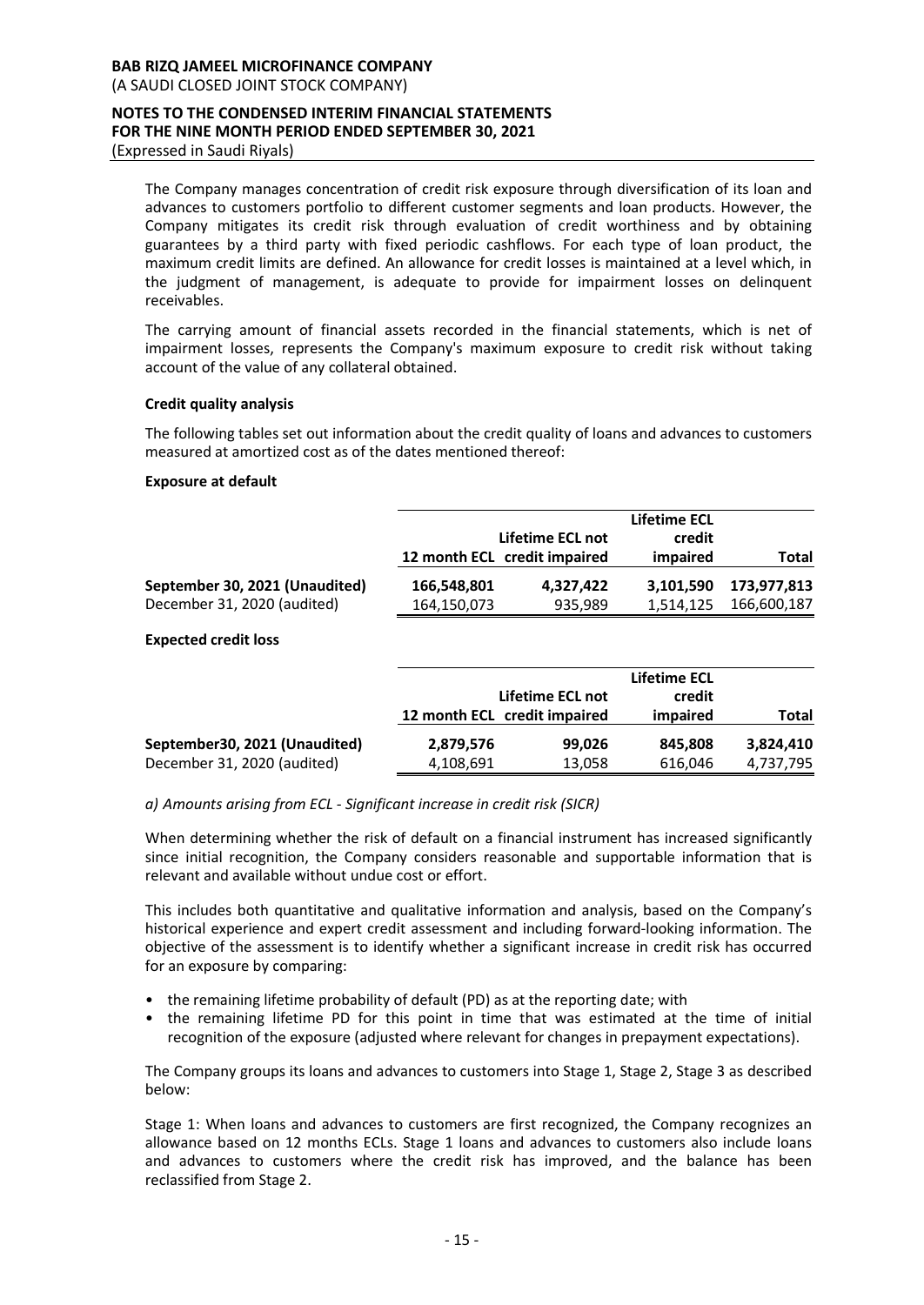The Company manages concentration of credit risk exposure through diversification of its loan and advances to customers portfolio to different customer segments and loan products. However, the Company mitigates its credit risk through evaluation of credit worthiness and by obtaining guarantees by a third party with fixed periodic cashflows. For each type of loan product, the maximum credit limits are defined. An allowance for credit losses is maintained at a level which, in the judgment of management, is adequate to provide for impairment losses on delinquent receivables.

The carrying amount of financial assets recorded in the financial statements, which is net of impairment losses, represents the Company's maximum exposure to credit risk without taking account of the value of any collateral obtained.

**Credit quality analysis**

The following tables set out information about the credit quality of loans and advances to customers measured at amortized cost as of the dates mentioned thereof:

**Exposure at default**

| | 12 month ECL | Lifetime ECL not credit impaired | Lifetime ECL credit impaired | Total |
|---|---|---|---|---|
| **September 30, 2021 (Unaudited)** | **166,548,801** | **4,327,422** | **3,101,590** | **173,977,813** |
| December 31, 2020 (audited) | 164,150,073 | 935,989 | 1,514,125 | 166,600,187 |

**Expected credit loss**

| | 12 month ECL | Lifetime ECL not credit impaired | Lifetime ECL credit impaired | Total |
|---|---|---|---|---|
| **September30, 2021 (Unaudited)** | **2,879,576** | **99,026** | **845,808** | **3,824,410** |
| December 31, 2020 (audited) | 4,108,691 | 13,058 | 616,046 | 4,737,795 |

*a) Amounts arising from ECL - Significant increase in credit risk (SICR)*

When determining whether the risk of default on a financial instrument has increased significantly since initial recognition, the Company considers reasonable and supportable information that is relevant and available without undue cost or effort.

This includes both quantitative and qualitative information and analysis, based on the Company's historical experience and expert credit assessment and including forward-looking information. The objective of the assessment is to identify whether a significant increase in credit risk has occurred for an exposure by comparing:

- the remaining lifetime probability of default (PD) as at the reporting date; with
- the remaining lifetime PD for this point in time that was estimated at the time of initial recognition of the exposure (adjusted where relevant for changes in prepayment expectations).

The Company groups its loans and advances to customers into Stage 1, Stage 2, Stage 3 as described below:

Stage 1: When loans and advances to customers are first recognized, the Company recognizes an allowance based on 12 months ECLs. Stage 1 loans and advances to customers also include loans and advances to customers where the credit risk has improved, and the balance has been reclassified from Stage 2.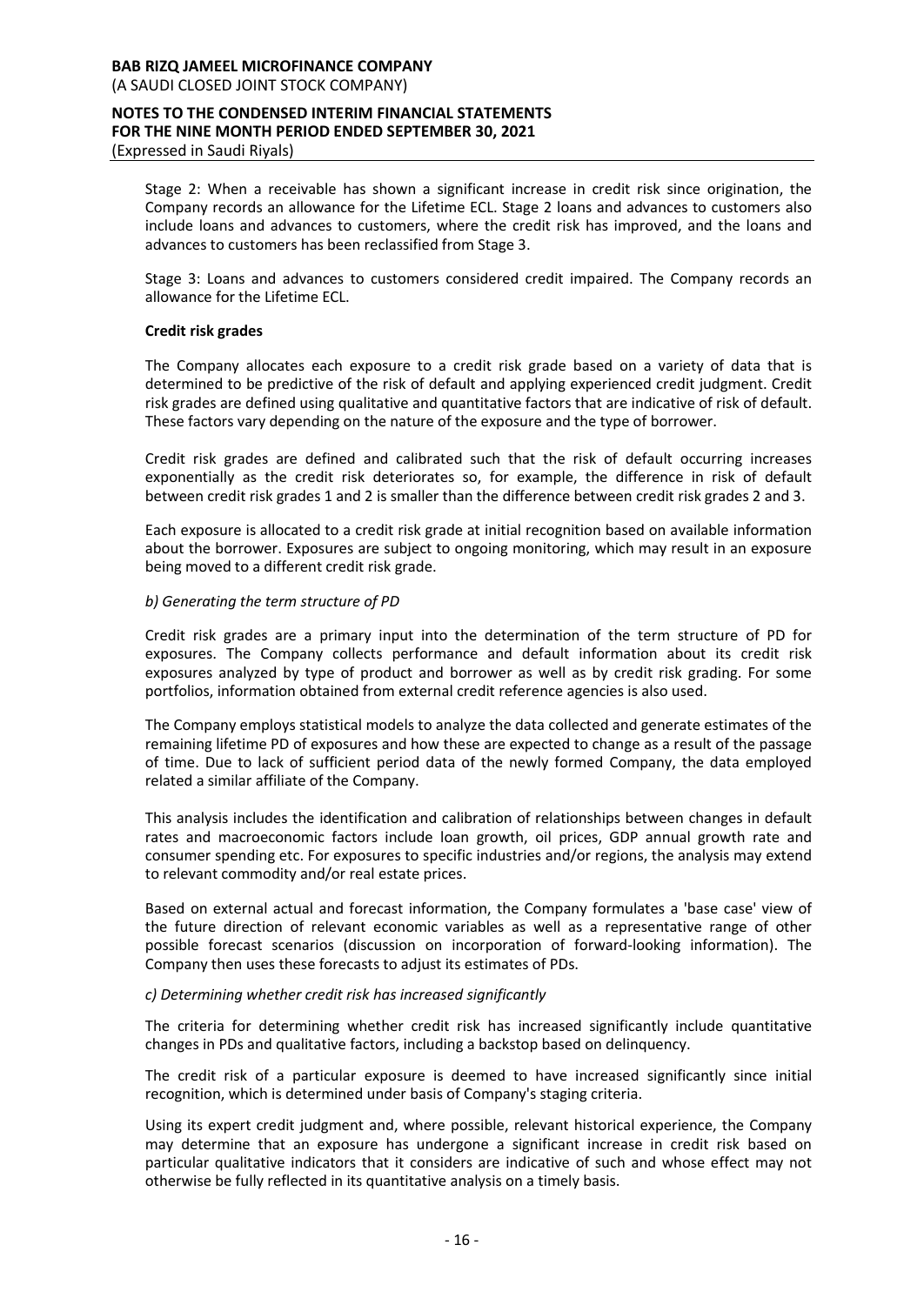Stage 2: When a receivable has shown a significant increase in credit risk since origination, the Company records an allowance for the Lifetime ECL. Stage 2 loans and advances to customers also include loans and advances to customers, where the credit risk has improved, and the loans and advances to customers has been reclassified from Stage 3.

Stage 3: Loans and advances to customers considered credit impaired. The Company records an allowance for the Lifetime ECL.

**Credit risk grades**

The Company allocates each exposure to a credit risk grade based on a variety of data that is determined to be predictive of the risk of default and applying experienced credit judgment. Credit risk grades are defined using qualitative and quantitative factors that are indicative of risk of default. These factors vary depending on the nature of the exposure and the type of borrower.

Credit risk grades are defined and calibrated such that the risk of default occurring increases exponentially as the credit risk deteriorates so, for example, the difference in risk of default between credit risk grades 1 and 2 is smaller than the difference between credit risk grades 2 and 3.

Each exposure is allocated to a credit risk grade at initial recognition based on available information about the borrower. Exposures are subject to ongoing monitoring, which may result in an exposure being moved to a different credit risk grade.

*b) Generating the term structure of PD*

Credit risk grades are a primary input into the determination of the term structure of PD for exposures. The Company collects performance and default information about its credit risk exposures analyzed by type of product and borrower as well as by credit risk grading. For some portfolios, information obtained from external credit reference agencies is also used.

The Company employs statistical models to analyze the data collected and generate estimates of the remaining lifetime PD of exposures and how these are expected to change as a result of the passage of time. Due to lack of sufficient period data of the newly formed Company, the data employed related a similar affiliate of the Company.

This analysis includes the identification and calibration of relationships between changes in default rates and macroeconomic factors include loan growth, oil prices, GDP annual growth rate and consumer spending etc. For exposures to specific industries and/or regions, the analysis may extend to relevant commodity and/or real estate prices.

Based on external actual and forecast information, the Company formulates a 'base case' view of the future direction of relevant economic variables as well as a representative range of other possible forecast scenarios (discussion on incorporation of forward-looking information). The Company then uses these forecasts to adjust its estimates of PDs.

*c) Determining whether credit risk has increased significantly*

The criteria for determining whether credit risk has increased significantly include quantitative changes in PDs and qualitative factors, including a backstop based on delinquency.

The credit risk of a particular exposure is deemed to have increased significantly since initial recognition, which is determined under basis of Company's staging criteria.

Using its expert credit judgment and, where possible, relevant historical experience, the Company may determine that an exposure has undergone a significant increase in credit risk based on particular qualitative indicators that it considers are indicative of such and whose effect may not otherwise be fully reflected in its quantitative analysis on a timely basis.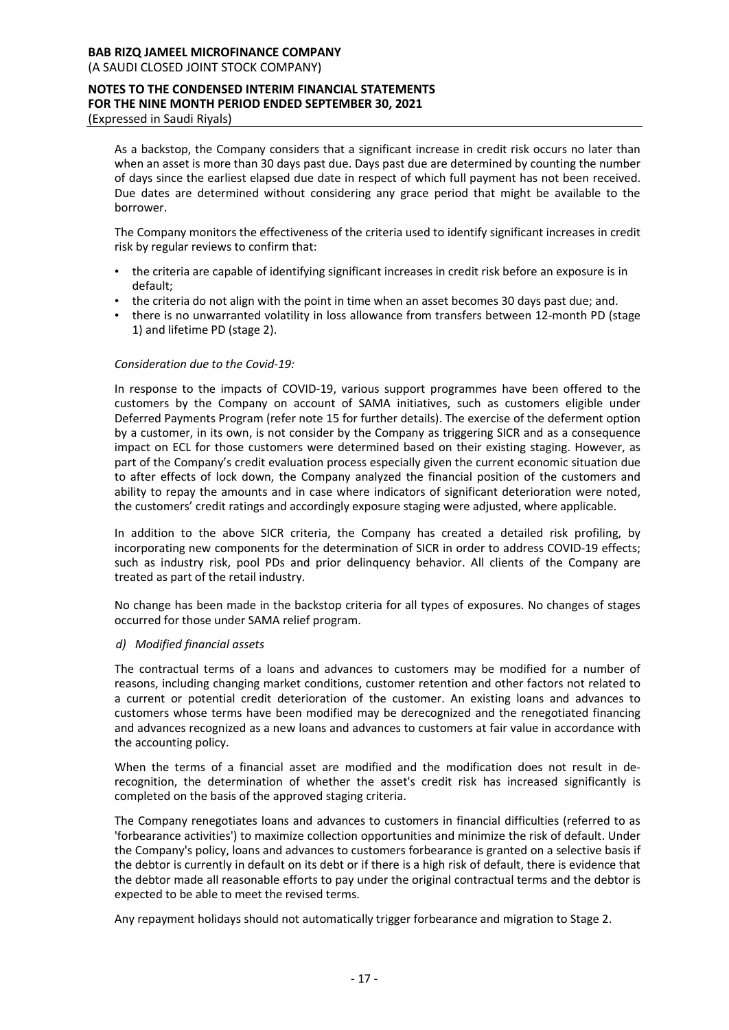As a backstop, the Company considers that a significant increase in credit risk occurs no later than when an asset is more than 30 days past due. Days past due are determined by counting the number of days since the earliest elapsed due date in respect of which full payment has not been received. Due dates are determined without considering any grace period that might be available to the borrower.

The Company monitors the effectiveness of the criteria used to identify significant increases in credit risk by regular reviews to confirm that:

- the criteria are capable of identifying significant increases in credit risk before an exposure is in default;
- the criteria do not align with the point in time when an asset becomes 30 days past due; and.
- there is no unwarranted volatility in loss allowance from transfers between 12-month PD (stage 1) and lifetime PD (stage 2).

*Consideration due to the Covid-19:*

In response to the impacts of COVID-19, various support programmes have been offered to the customers by the Company on account of SAMA initiatives, such as customers eligible under Deferred Payments Program (refer note 15 for further details). The exercise of the deferment option by a customer, in its own, is not consider by the Company as triggering SICR and as a consequence impact on ECL for those customers were determined based on their existing staging. However, as part of the Company's credit evaluation process especially given the current economic situation due to after effects of lock down, the Company analyzed the financial position of the customers and ability to repay the amounts and in case where indicators of significant deterioration were noted, the customers' credit ratings and accordingly exposure staging were adjusted, where applicable.

In addition to the above SICR criteria, the Company has created a detailed risk profiling, by incorporating new components for the determination of SICR in order to address COVID-19 effects; such as industry risk, pool PDs and prior delinquency behavior. All clients of the Company are treated as part of the retail industry.

No change has been made in the backstop criteria for all types of exposures. No changes of stages occurred for those under SAMA relief program.

*d) Modified financial assets*

The contractual terms of a loans and advances to customers may be modified for a number of reasons, including changing market conditions, customer retention and other factors not related to a current or potential credit deterioration of the customer. An existing loans and advances to customers whose terms have been modified may be derecognized and the renegotiated financing and advances recognized as a new loans and advances to customers at fair value in accordance with the accounting policy.

When the terms of a financial asset are modified and the modification does not result in de-recognition, the determination of whether the asset's credit risk has increased significantly is completed on the basis of the approved staging criteria.

The Company renegotiates loans and advances to customers in financial difficulties (referred to as 'forbearance activities') to maximize collection opportunities and minimize the risk of default. Under the Company's policy, loans and advances to customers forbearance is granted on a selective basis if the debtor is currently in default on its debt or if there is a high risk of default, there is evidence that the debtor made all reasonable efforts to pay under the original contractual terms and the debtor is expected to be able to meet the revised terms.

Any repayment holidays should not automatically trigger forbearance and migration to Stage 2.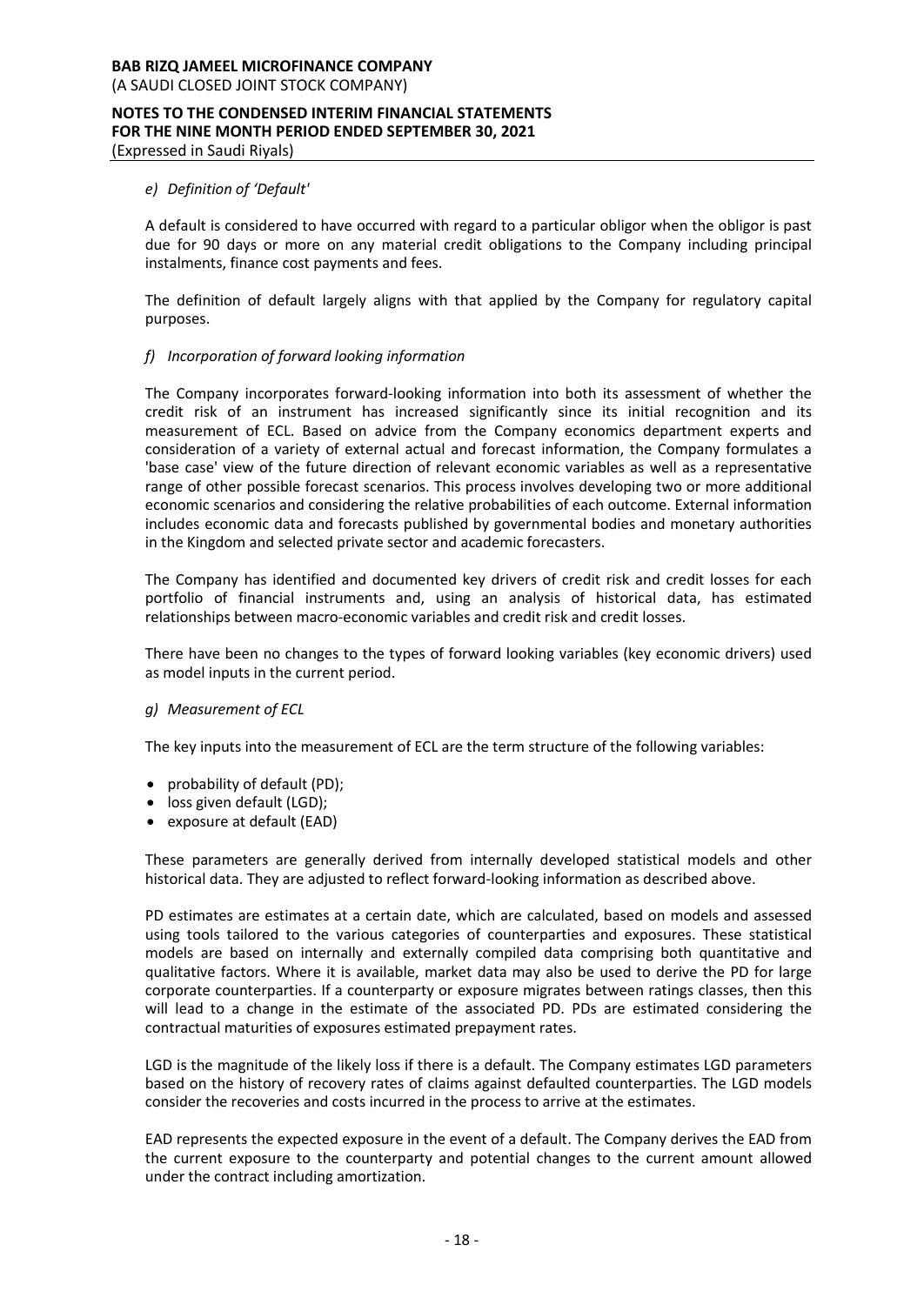*e) Definition of 'Default'*

A default is considered to have occurred with regard to a particular obligor when the obligor is past due for 90 days or more on any material credit obligations to the Company including principal instalments, finance cost payments and fees.

The definition of default largely aligns with that applied by the Company for regulatory capital purposes.

*f) Incorporation of forward looking information*

The Company incorporates forward-looking information into both its assessment of whether the credit risk of an instrument has increased significantly since its initial recognition and its measurement of ECL. Based on advice from the Company economics department experts and consideration of a variety of external actual and forecast information, the Company formulates a 'base case' view of the future direction of relevant economic variables as well as a representative range of other possible forecast scenarios. This process involves developing two or more additional economic scenarios and considering the relative probabilities of each outcome. External information includes economic data and forecasts published by governmental bodies and monetary authorities in the Kingdom and selected private sector and academic forecasters.

The Company has identified and documented key drivers of credit risk and credit losses for each portfolio of financial instruments and, using an analysis of historical data, has estimated relationships between macro-economic variables and credit risk and credit losses.

There have been no changes to the types of forward looking variables (key economic drivers) used as model inputs in the current period.

*g) Measurement of ECL*

The key inputs into the measurement of ECL are the term structure of the following variables:

- probability of default (PD);
- loss given default (LGD);
- exposure at default (EAD)

These parameters are generally derived from internally developed statistical models and other historical data. They are adjusted to reflect forward-looking information as described above.

PD estimates are estimates at a certain date, which are calculated, based on models and assessed using tools tailored to the various categories of counterparties and exposures. These statistical models are based on internally and externally compiled data comprising both quantitative and qualitative factors. Where it is available, market data may also be used to derive the PD for large corporate counterparties. If a counterparty or exposure migrates between ratings classes, then this will lead to a change in the estimate of the associated PD. PDs are estimated considering the contractual maturities of exposures estimated prepayment rates.

LGD is the magnitude of the likely loss if there is a default. The Company estimates LGD parameters based on the history of recovery rates of claims against defaulted counterparties. The LGD models consider the recoveries and costs incurred in the process to arrive at the estimates.

EAD represents the expected exposure in the event of a default. The Company derives the EAD from the current exposure to the counterparty and potential changes to the current amount allowed under the contract including amortization.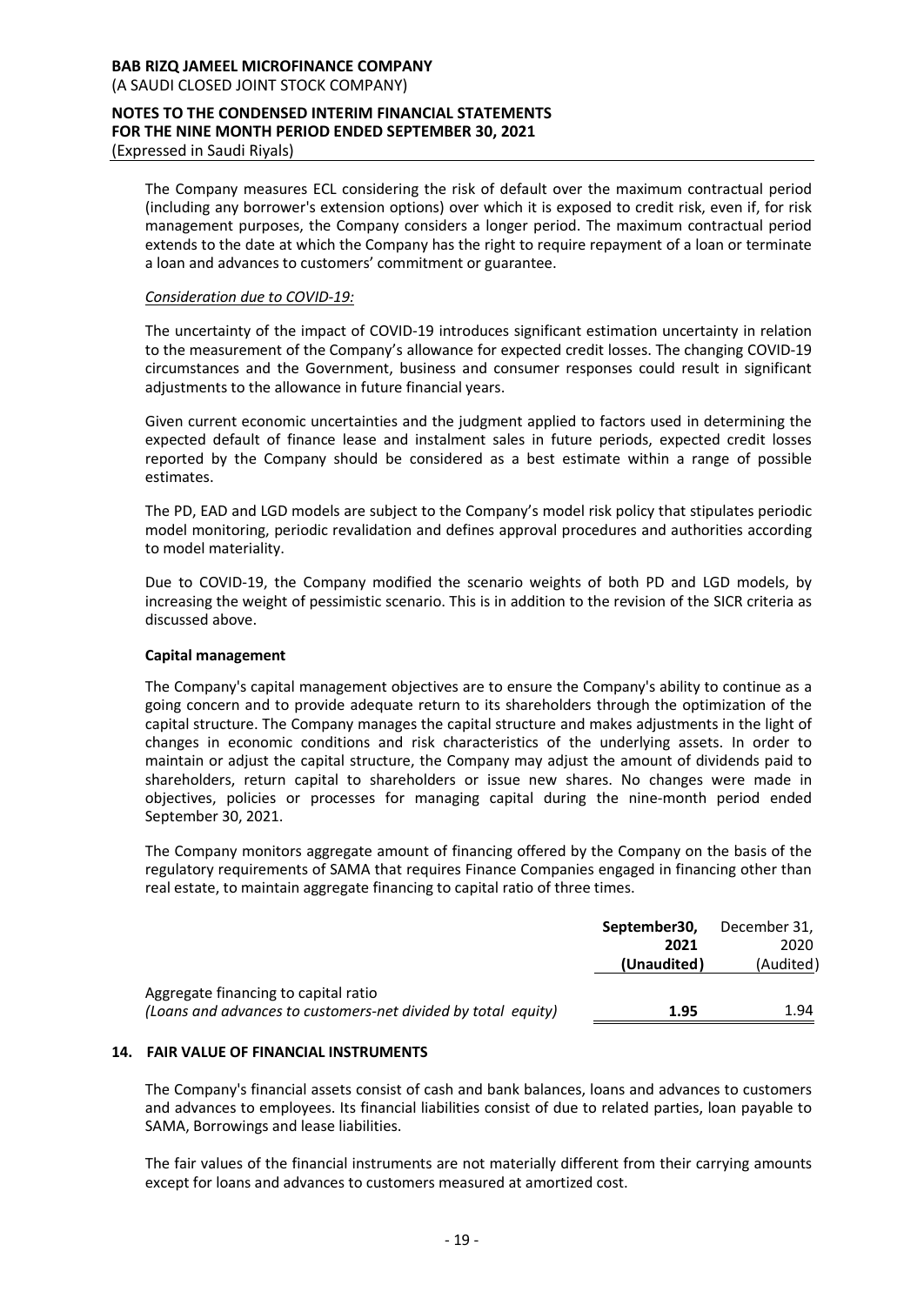The Company measures ECL considering the risk of default over the maximum contractual period (including any borrower's extension options) over which it is exposed to credit risk, even if, for risk management purposes, the Company considers a longer period. The maximum contractual period extends to the date at which the Company has the right to require repayment of a loan or terminate a loan and advances to customers' commitment or guarantee.

*Consideration due to COVID-19:*

The uncertainty of the impact of COVID-19 introduces significant estimation uncertainty in relation to the measurement of the Company's allowance for expected credit losses. The changing COVID-19 circumstances and the Government, business and consumer responses could result in significant adjustments to the allowance in future financial years.

Given current economic uncertainties and the judgment applied to factors used in determining the expected default of finance lease and instalment sales in future periods, expected credit losses reported by the Company should be considered as a best estimate within a range of possible estimates.

The PD, EAD and LGD models are subject to the Company's model risk policy that stipulates periodic model monitoring, periodic revalidation and defines approval procedures and authorities according to model materiality.

Due to COVID-19, the Company modified the scenario weights of both PD and LGD models, by increasing the weight of pessimistic scenario. This is in addition to the revision of the SICR criteria as discussed above.

**Capital management**

The Company's capital management objectives are to ensure the Company's ability to continue as a going concern and to provide adequate return to its shareholders through the optimization of the capital structure. The Company manages the capital structure and makes adjustments in the light of changes in economic conditions and risk characteristics of the underlying assets. In order to maintain or adjust the capital structure, the Company may adjust the amount of dividends paid to shareholders, return capital to shareholders or issue new shares. No changes were made in objectives, policies or processes for managing capital during the nine-month period ended September 30, 2021.

The Company monitors aggregate amount of financing offered by the Company on the basis of the regulatory requirements of SAMA that requires Finance Companies engaged in financing other than real estate, to maintain aggregate financing to capital ratio of three times.

| | **September30, 2021 (Unaudited)** | December 31, 2020 (Audited) |
|---|---|---|
| Aggregate financing to capital ratio *(Loans and advances to customers-net divided by total equity)* | **1.95** | 1.94 |

## 14. FAIR VALUE OF FINANCIAL INSTRUMENTS

The Company's financial assets consist of cash and bank balances, loans and advances to customers and advances to employees. Its financial liabilities consist of due to related parties, loan payable to SAMA, Borrowings and lease liabilities.

The fair values of the financial instruments are not materially different from their carrying amounts except for loans and advances to customers measured at amortized cost.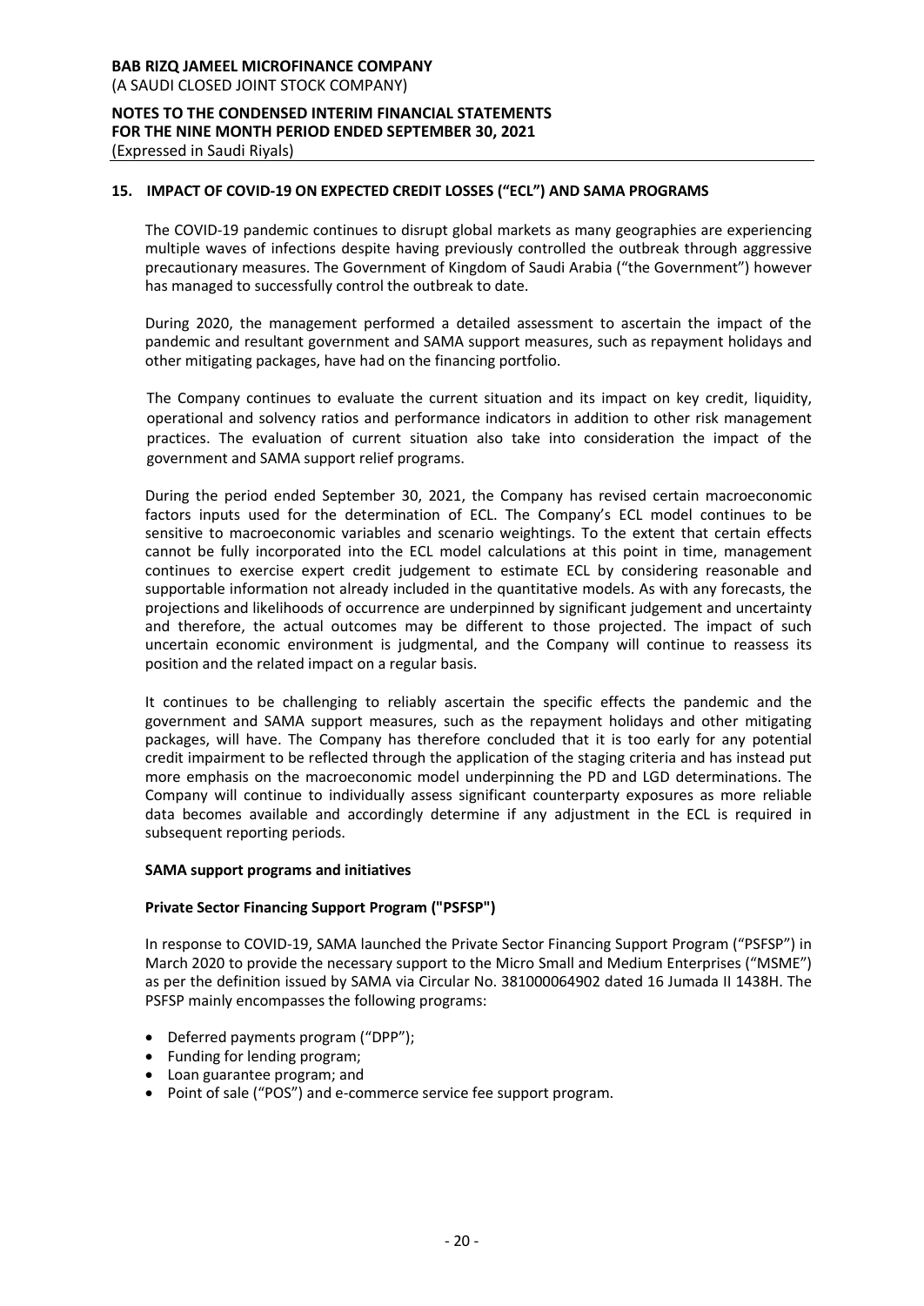## 15. IMPACT OF COVID-19 ON EXPECTED CREDIT LOSSES ("ECL") AND SAMA PROGRAMS

The COVID-19 pandemic continues to disrupt global markets as many geographies are experiencing multiple waves of infections despite having previously controlled the outbreak through aggressive precautionary measures. The Government of Kingdom of Saudi Arabia ("the Government") however has managed to successfully control the outbreak to date.

During 2020, the management performed a detailed assessment to ascertain the impact of the pandemic and resultant government and SAMA support measures, such as repayment holidays and other mitigating packages, have had on the financing portfolio.

The Company continues to evaluate the current situation and its impact on key credit, liquidity, operational and solvency ratios and performance indicators in addition to other risk management practices. The evaluation of current situation also take into consideration the impact of the government and SAMA support relief programs.

During the period ended September 30, 2021, the Company has revised certain macroeconomic factors inputs used for the determination of ECL. The Company's ECL model continues to be sensitive to macroeconomic variables and scenario weightings. To the extent that certain effects cannot be fully incorporated into the ECL model calculations at this point in time, management continues to exercise expert credit judgement to estimate ECL by considering reasonable and supportable information not already included in the quantitative models. As with any forecasts, the projections and likelihoods of occurrence are underpinned by significant judgement and uncertainty and therefore, the actual outcomes may be different to those projected. The impact of such uncertain economic environment is judgmental, and the Company will continue to reassess its position and the related impact on a regular basis.

It continues to be challenging to reliably ascertain the specific effects the pandemic and the government and SAMA support measures, such as the repayment holidays and other mitigating packages, will have. The Company has therefore concluded that it is too early for any potential credit impairment to be reflected through the application of the staging criteria and has instead put more emphasis on the macroeconomic model underpinning the PD and LGD determinations. The Company will continue to individually assess significant counterparty exposures as more reliable data becomes available and accordingly determine if any adjustment in the ECL is required in subsequent reporting periods.

### SAMA support programs and initiatives

### Private Sector Financing Support Program ("PSFSP")

In response to COVID-19, SAMA launched the Private Sector Financing Support Program ("PSFSP") in March 2020 to provide the necessary support to the Micro Small and Medium Enterprises ("MSME") as per the definition issued by SAMA via Circular No. 381000064902 dated 16 Jumada II 1438H. The PSFSP mainly encompasses the following programs:

- Deferred payments program ("DPP");
- Funding for lending program;
- Loan guarantee program; and
- Point of sale ("POS") and e-commerce service fee support program.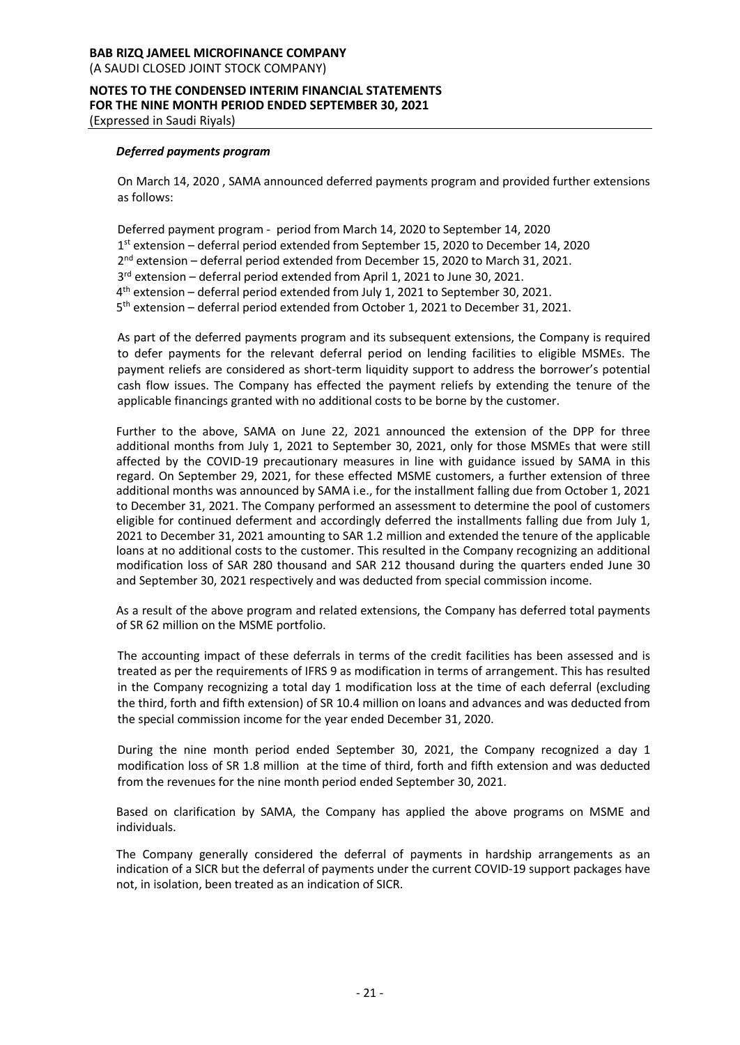### *Deferred payments program*

On March 14, 2020 , SAMA announced deferred payments program and provided further extensions as follows:

Deferred payment program - period from March 14, 2020 to September 14, 2020
1st extension – deferral period extended from September 15, 2020 to December 14, 2020
2nd extension – deferral period extended from December 15, 2020 to March 31, 2021.
3rd extension – deferral period extended from April 1, 2021 to June 30, 2021.
4th extension – deferral period extended from July 1, 2021 to September 30, 2021.
5th extension – deferral period extended from October 1, 2021 to December 31, 2021.

As part of the deferred payments program and its subsequent extensions, the Company is required to defer payments for the relevant deferral period on lending facilities to eligible MSMEs. The payment reliefs are considered as short-term liquidity support to address the borrower's potential cash flow issues. The Company has effected the payment reliefs by extending the tenure of the applicable financings granted with no additional costs to be borne by the customer.

Further to the above, SAMA on June 22, 2021 announced the extension of the DPP for three additional months from July 1, 2021 to September 30, 2021, only for those MSMEs that were still affected by the COVID-19 precautionary measures in line with guidance issued by SAMA in this regard. On September 29, 2021, for these effected MSME customers, a further extension of three additional months was announced by SAMA i.e., for the installment falling due from October 1, 2021 to December 31, 2021. The Company performed an assessment to determine the pool of customers eligible for continued deferment and accordingly deferred the installments falling due from July 1, 2021 to December 31, 2021 amounting to SAR 1.2 million and extended the tenure of the applicable loans at no additional costs to the customer. This resulted in the Company recognizing an additional modification loss of SAR 280 thousand and SAR 212 thousand during the quarters ended June 30 and September 30, 2021 respectively and was deducted from special commission income.

As a result of the above program and related extensions, the Company has deferred total payments of SR 62 million on the MSME portfolio.

The accounting impact of these deferrals in terms of the credit facilities has been assessed and is treated as per the requirements of IFRS 9 as modification in terms of arrangement. This has resulted in the Company recognizing a total day 1 modification loss at the time of each deferral (excluding the third, forth and fifth extension) of SR 10.4 million on loans and advances and was deducted from the special commission income for the year ended December 31, 2020.

During the nine month period ended September 30, 2021, the Company recognized a day 1 modification loss of SR 1.8 million at the time of third, forth and fifth extension and was deducted from the revenues for the nine month period ended September 30, 2021.

Based on clarification by SAMA, the Company has applied the above programs on MSME and individuals.

The Company generally considered the deferral of payments in hardship arrangements as an indication of a SICR but the deferral of payments under the current COVID-19 support packages have not, in isolation, been treated as an indication of SICR.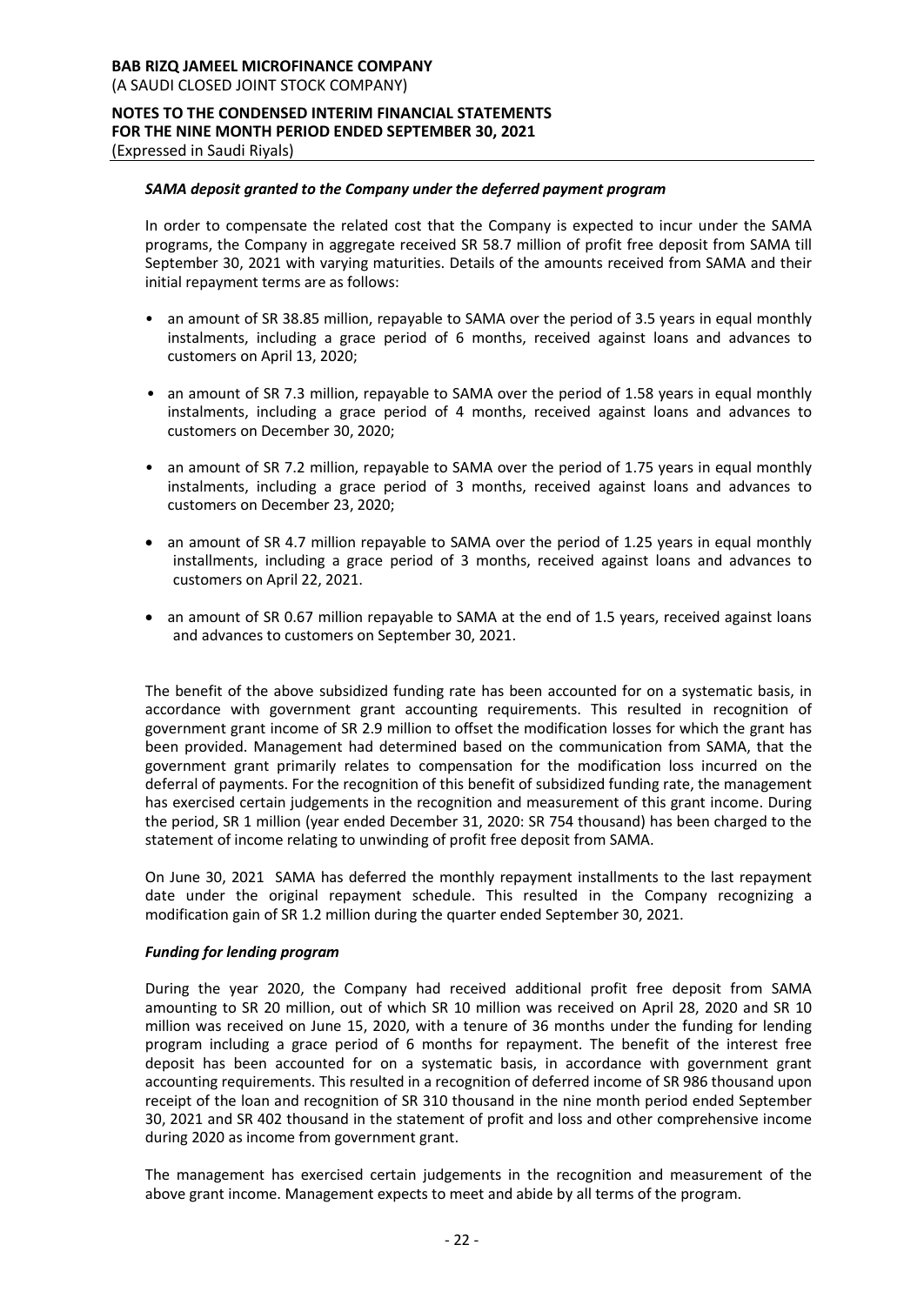### *SAMA deposit granted to the Company under the deferred payment program*

In order to compensate the related cost that the Company is expected to incur under the SAMA programs, the Company in aggregate received SR 58.7 million of profit free deposit from SAMA till September 30, 2021 with varying maturities. Details of the amounts received from SAMA and their initial repayment terms are as follows:

- an amount of SR 38.85 million, repayable to SAMA over the period of 3.5 years in equal monthly instalments, including a grace period of 6 months, received against loans and advances to customers on April 13, 2020;
- an amount of SR 7.3 million, repayable to SAMA over the period of 1.58 years in equal monthly instalments, including a grace period of 4 months, received against loans and advances to customers on December 30, 2020;
- an amount of SR 7.2 million, repayable to SAMA over the period of 1.75 years in equal monthly instalments, including a grace period of 3 months, received against loans and advances to customers on December 23, 2020;
- an amount of SR 4.7 million repayable to SAMA over the period of 1.25 years in equal monthly installments, including a grace period of 3 months, received against loans and advances to customers on April 22, 2021.
- an amount of SR 0.67 million repayable to SAMA at the end of 1.5 years, received against loans and advances to customers on September 30, 2021.

The benefit of the above subsidized funding rate has been accounted for on a systematic basis, in accordance with government grant accounting requirements. This resulted in recognition of government grant income of SR 2.9 million to offset the modification losses for which the grant has been provided. Management had determined based on the communication from SAMA, that the government grant primarily relates to compensation for the modification loss incurred on the deferral of payments. For the recognition of this benefit of subsidized funding rate, the management has exercised certain judgements in the recognition and measurement of this grant income. During the period, SR 1 million (year ended December 31, 2020: SR 754 thousand) has been charged to the statement of income relating to unwinding of profit free deposit from SAMA.

On June 30, 2021 SAMA has deferred the monthly repayment installments to the last repayment date under the original repayment schedule. This resulted in the Company recognizing a modification gain of SR 1.2 million during the quarter ended September 30, 2021.

### *Funding for lending program*

During the year 2020, the Company had received additional profit free deposit from SAMA amounting to SR 20 million, out of which SR 10 million was received on April 28, 2020 and SR 10 million was received on June 15, 2020, with a tenure of 36 months under the funding for lending program including a grace period of 6 months for repayment. The benefit of the interest free deposit has been accounted for on a systematic basis, in accordance with government grant accounting requirements. This resulted in a recognition of deferred income of SR 986 thousand upon receipt of the loan and recognition of SR 310 thousand in the nine month period ended September 30, 2021 and SR 402 thousand in the statement of profit and loss and other comprehensive income during 2020 as income from government grant.

The management has exercised certain judgements in the recognition and measurement of the above grant income. Management expects to meet and abide by all terms of the program.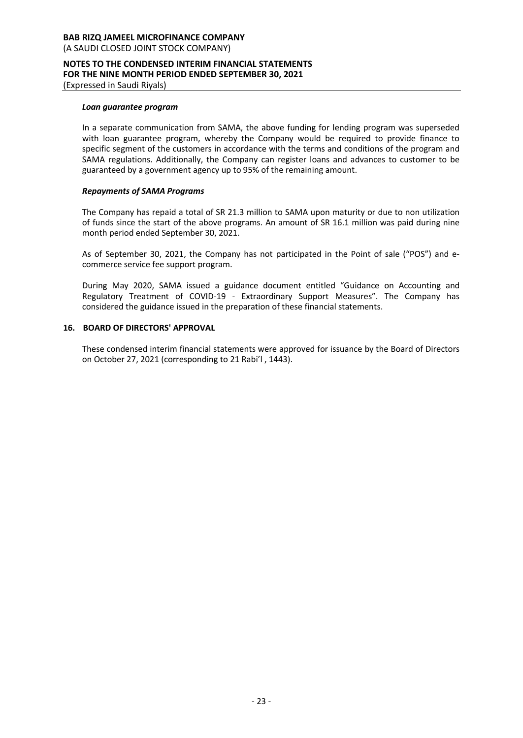***Loan guarantee program***

In a separate communication from SAMA, the above funding for lending program was superseded with loan guarantee program, whereby the Company would be required to provide finance to specific segment of the customers in accordance with the terms and conditions of the program and SAMA regulations. Additionally, the Company can register loans and advances to customer to be guaranteed by a government agency up to 95% of the remaining amount.

***Repayments of SAMA Programs***

The Company has repaid a total of SR 21.3 million to SAMA upon maturity or due to non utilization of funds since the start of the above programs. An amount of SR 16.1 million was paid during nine month period ended September 30, 2021.

As of September 30, 2021, the Company has not participated in the Point of sale ("POS") and e-commerce service fee support program.

During May 2020, SAMA issued a guidance document entitled "Guidance on Accounting and Regulatory Treatment of COVID-19 - Extraordinary Support Measures". The Company has considered the guidance issued in the preparation of these financial statements.

## 16. BOARD OF DIRECTORS' APPROVAL

These condensed interim financial statements were approved for issuance by the Board of Directors on October 27, 2021 (corresponding to 21 Rabi'l , 1443).